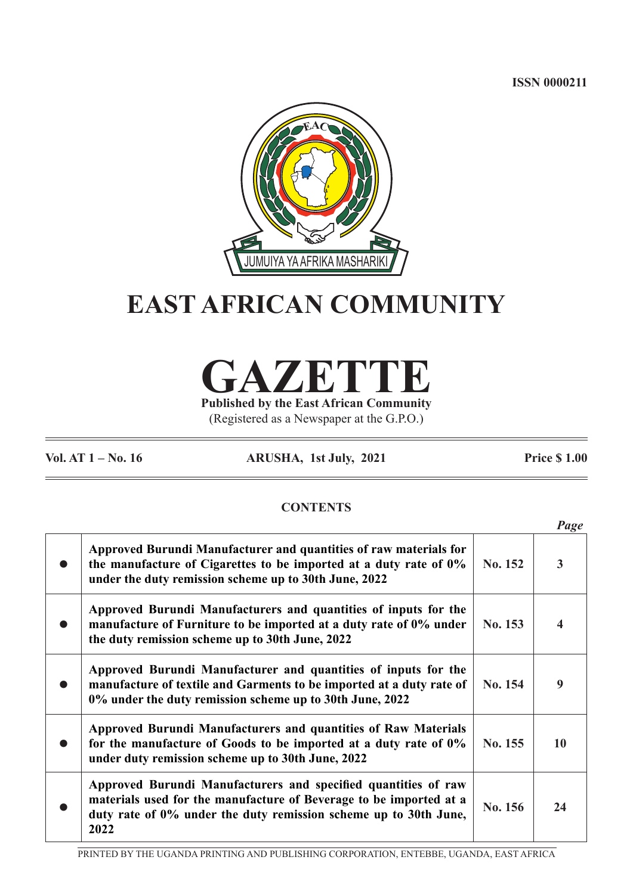ISSN 0000211

JUMUIYA YA AFRIKA MASHARIKI

# EAST AFRICAN COMMUNITY

# GAZETTE

**Published by the East African Community**

(Registered as a Newspaper at the G.P.O.)

**Vol. AT 1 – No. 16** **ARUSHA, 1st July, 2021** **Price $ 1.00**

## CONTENTS

| | | | *Page* |
|---|---|---|---|
| ● | **Approved Burundi Manufacturer and quantities of raw materials for the manufacture of Cigarettes to be imported at a duty rate of 0% under the duty remission scheme up to 30th June, 2022** | **No. 152** | **3** |
| ● | **Approved Burundi Manufacturers and quantities of inputs for the manufacture of Furniture to be imported at a duty rate of 0% under the duty remission scheme up to 30th June, 2022** | **No. 153** | **4** |
| ● | **Approved Burundi Manufacturer and quantities of inputs for the manufacture of textile and Garments to be imported at a duty rate of 0% under the duty remission scheme up to 30th June, 2022** | **No. 154** | **9** |
| ● | **Approved Burundi Manufacturers and quantities of Raw Materials for the manufacture of Goods to be imported at a duty rate of 0% under duty remission scheme up to 30th June, 2022** | **No. 155** | **10** |
| ● | **Approved Burundi Manufacturers and specified quantities of raw materials used for the manufacture of Beverage to be imported at a duty rate of 0% under the duty remission scheme up to 30th June, 2022** | **No. 156** | **24** |

PRINTED BY THE UGANDA PRINTING AND PUBLISHING CORPORATION, ENTEBBE, UGANDA, EAST AFRICA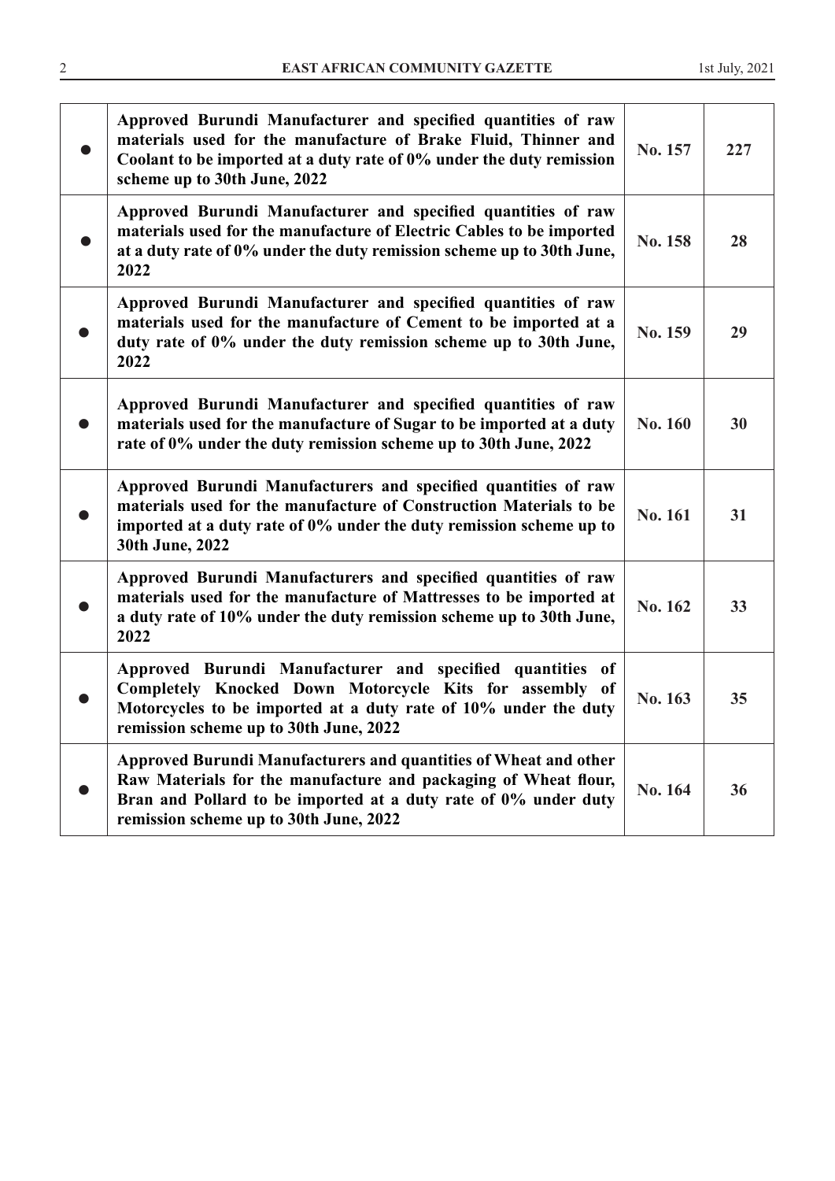| | | | |
|---|---|---|---|
| ● | **Approved Burundi Manufacturer and specified quantities of raw materials used for the manufacture of Brake Fluid, Thinner and Coolant to be imported at a duty rate of 0% under the duty remission scheme up to 30th June, 2022** | **No. 157** | **227** |
| ● | **Approved Burundi Manufacturer and specified quantities of raw materials used for the manufacture of Electric Cables to be imported at a duty rate of 0% under the duty remission scheme up to 30th June, 2022** | **No. 158** | **28** |
| ● | **Approved Burundi Manufacturer and specified quantities of raw materials used for the manufacture of Cement to be imported at a duty rate of 0% under the duty remission scheme up to 30th June, 2022** | **No. 159** | **29** |
| ● | **Approved Burundi Manufacturer and specified quantities of raw materials used for the manufacture of Sugar to be imported at a duty rate of 0% under the duty remission scheme up to 30th June, 2022** | **No. 160** | **30** |
| ● | **Approved Burundi Manufacturers and specified quantities of raw materials used for the manufacture of Construction Materials to be imported at a duty rate of 0% under the duty remission scheme up to 30th June, 2022** | **No. 161** | **31** |
| ● | **Approved Burundi Manufacturers and specified quantities of raw materials used for the manufacture of Mattresses to be imported at a duty rate of 10% under the duty remission scheme up to 30th June, 2022** | **No. 162** | **33** |
| ● | **Approved Burundi Manufacturer and specified quantities of Completely Knocked Down Motorcycle Kits for assembly of Motorcycles to be imported at a duty rate of 10% under the duty remission scheme up to 30th June, 2022** | **No. 163** | **35** |
| ● | **Approved Burundi Manufacturers and quantities of Wheat and other Raw Materials for the manufacture and packaging of Wheat flour, Bran and Pollard to be imported at a duty rate of 0% under duty remission scheme up to 30th June, 2022** | **No. 164** | **36** |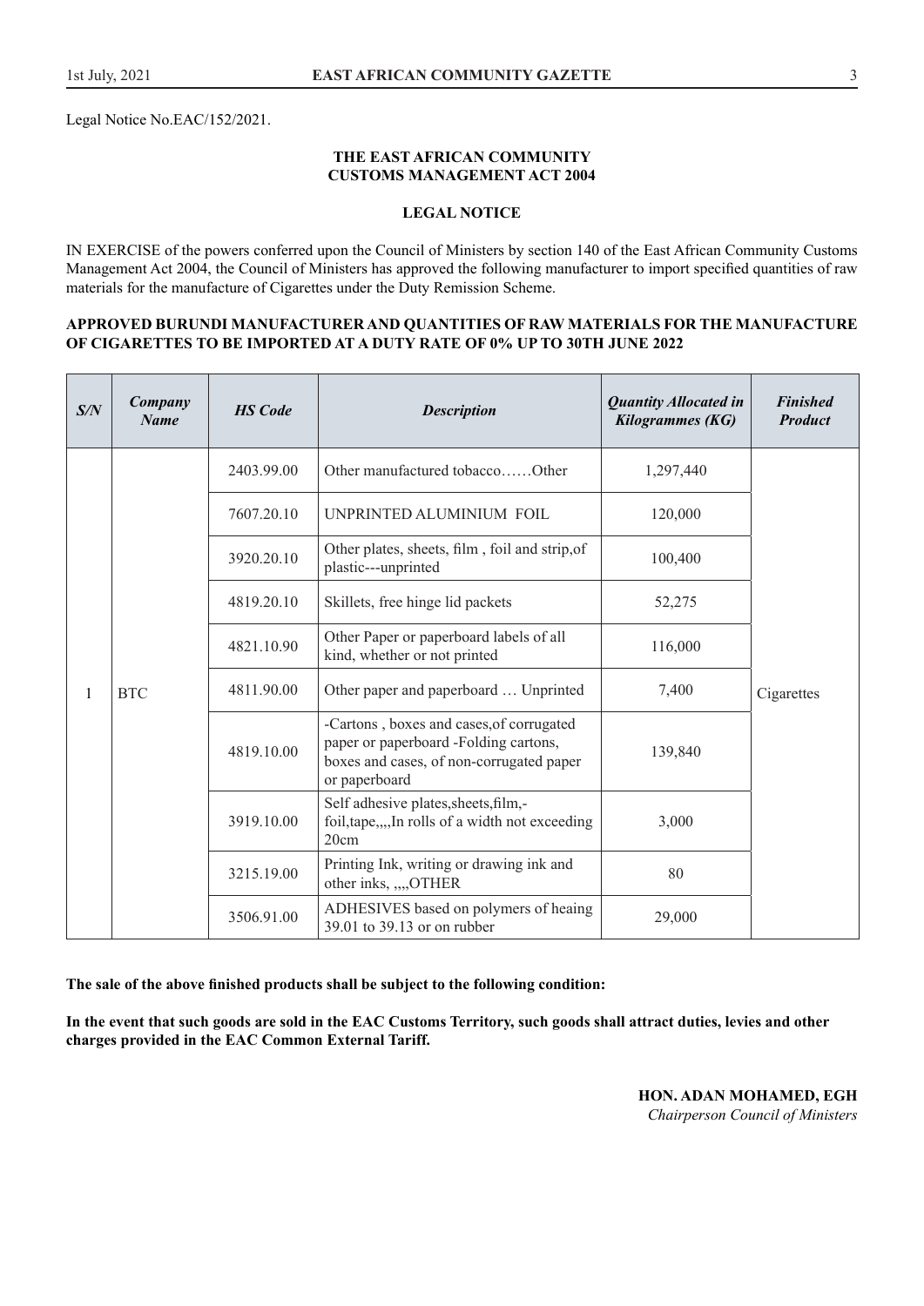Legal Notice No.EAC/152/2021.

**THE EAST AFRICAN COMMUNITY**
**CUSTOMS MANAGEMENT ACT 2004**

**LEGAL NOTICE**

IN EXERCISE of the powers conferred upon the Council of Ministers by section 140 of the East African Community Customs Management Act 2004, the Council of Ministers has approved the following manufacturer to import specified quantities of raw materials for the manufacture of Cigarettes under the Duty Remission Scheme.

**APPROVED BURUNDI MANUFACTURER AND QUANTITIES OF RAW MATERIALS FOR THE MANUFACTURE OF CIGARETTES TO BE IMPORTED AT A DUTY RATE OF 0% UP TO 30TH JUNE 2022**

| *S/N* | *Company Name* | *HS Code* | *Description* | *Quantity Allocated in Kilogrammes (KG)* | *Finished Product* |
|---|---|---|---|---|---|
| 1 | BTC | 2403.99.00 | Other manufactured tobacco……Other | 1,297,440 | Cigarettes |
| | | 7607.20.10 | UNPRINTED ALUMINIUM FOIL | 120,000 | |
| | | 3920.20.10 | Other plates, sheets, film , foil and strip,of plastic---unprinted | 100,400 | |
| | | 4819.20.10 | Skillets, free hinge lid packets | 52,275 | |
| | | 4821.10.90 | Other Paper or paperboard labels of all kind, whether or not printed | 116,000 | |
| | | 4811.90.00 | Other paper and paperboard … Unprinted | 7,400 | |
| | | 4819.10.00 | -Cartons , boxes and cases,of corrugated paper or paperboard -Folding cartons, boxes and cases, of non-corrugated paper or paperboard | 139,840 | |
| | | 3919.10.00 | Self adhesive plates,sheets,film,-foil,tape,,,,In rolls of a width not exceeding 20cm | 3,000 | |
| | | 3215.19.00 | Printing Ink, writing or drawing ink and other inks, ,,,,OTHER | 80 | |
| | | 3506.91.00 | ADHESIVES based on polymers of heaing 39.01 to 39.13 or on rubber | 29,000 | |

**The sale of the above finished products shall be subject to the following condition:**

**In the event that such goods are sold in the EAC Customs Territory, such goods shall attract duties, levies and other charges provided in the EAC Common External Tariff.**

**HON. ADAN MOHAMED, EGH**
*Chairperson Council of Ministers*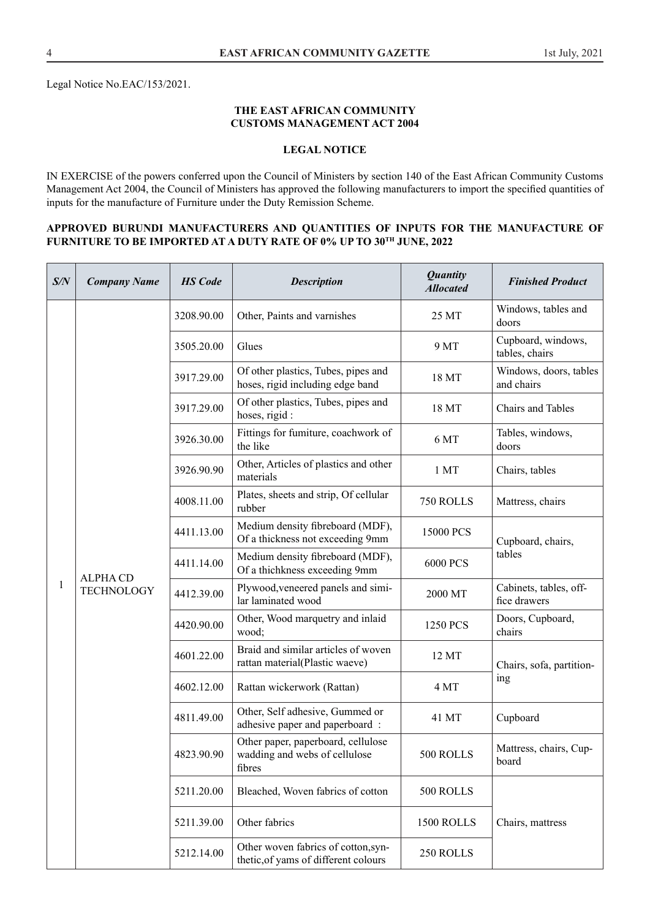Legal Notice No.EAC/153/2021.

**THE EAST AFRICAN COMMUNITY**
**CUSTOMS MANAGEMENT ACT 2004**

**LEGAL NOTICE**

IN EXERCISE of the powers conferred upon the Council of Ministers by section 140 of the East African Community Customs Management Act 2004, the Council of Ministers has approved the following manufacturers to import the specified quantities of inputs for the manufacture of Furniture under the Duty Remission Scheme.

**APPROVED BURUNDI MANUFACTURERS AND QUANTITIES OF INPUTS FOR THE MANUFACTURE OF FURNITURE TO BE IMPORTED AT A DUTY RATE OF 0% UP TO 30TH JUNE, 2022**

| S/N | Company Name | HS Code | Description | Quantity Allocated | Finished Product |
|---|---|---|---|---|---|
| 1 | ALPHA CD TECHNOLOGY | 3208.90.00 | Other, Paints and varnishes | 25 MT | Windows, tables and doors |
| | | 3505.20.00 | Glues | 9 MT | Cupboard, windows, tables, chairs |
| | | 3917.29.00 | Of other plastics, Tubes, pipes and hoses, rigid including edge band | 18 MT | Windows, doors, tables and chairs |
| | | 3917.29.00 | Of other plastics, Tubes, pipes and hoses, rigid : | 18 MT | Chairs and Tables |
| | | 3926.30.00 | Fittings for fumiture, coachwork of the like | 6 MT | Tables, windows, doors |
| | | 3926.90.90 | Other, Articles of plastics and other materials | 1 MT | Chairs, tables |
| | | 4008.11.00 | Plates, sheets and strip, Of cellular rubber | 750 ROLLS | Mattress, chairs |
| | | 4411.13.00 | Medium density fibreboard (MDF), Of a thickness not exceeding 9mm | 15000 PCS | Cupboard, chairs, tables |
| | | 4411.14.00 | Medium density fibreboard (MDF), Of a thichkness exceeding 9mm | 6000 PCS | |
| | | 4412.39.00 | Plywood,veneered panels and similar laminated wood | 2000 MT | Cabinets, tables, office drawers |
| | | 4420.90.00 | Other, Wood marquetry and inlaid wood; | 1250 PCS | Doors, Cupboard, chairs |
| | | 4601.22.00 | Braid and similar articles of woven rattan material(Plastic waeve) | 12 MT | Chairs, sofa, partitioning |
| | | 4602.12.00 | Rattan wickerwork (Rattan) | 4 MT | |
| | | 4811.49.00 | Other, Self adhesive, Gummed or adhesive paper and paperboard : | 41 MT | Cupboard |
| | | 4823.90.90 | Other paper, paperboard, cellulose wadding and webs of cellulose fibres | 500 ROLLS | Mattress, chairs, Cupboard |
| | | 5211.20.00 | Bleached, Woven fabrics of cotton | 500 ROLLS | Chairs, mattress |
| | | 5211.39.00 | Other fabrics | 1500 ROLLS | |
| | | 5212.14.00 | Other woven fabrics of cotton,synthetic,of yams of different colours | 250 ROLLS | |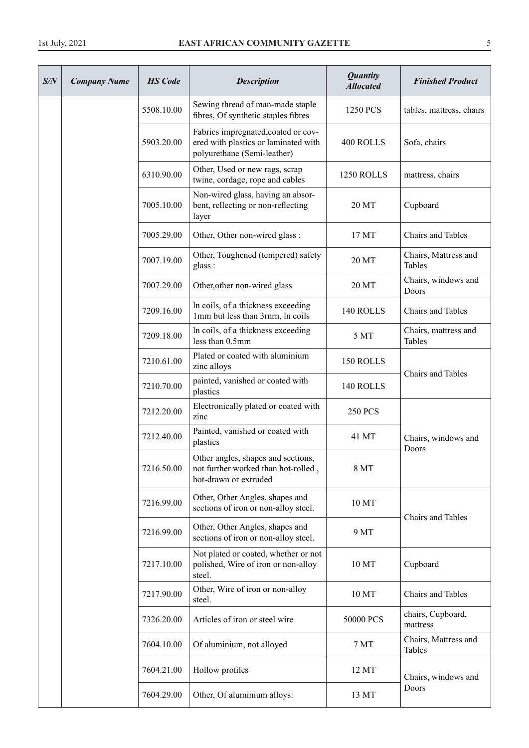| S/N | Company Name | HS Code | Description | Quantity Allocated | Finished Product |
|---|---|---|---|---|---|
| | | 5508.10.00 | Sewing thread of man-made staple fibres, Of synthetic staples fibres | 1250 PCS | tables, mattress, chairs |
| | | 5903.20.00 | Fabrics impregnated,coated or covered with plastics or laminated with polyurethane (Semi-leather) | 400 ROLLS | Sofa, chairs |
| | | 6310.90.00 | Other, Used or new rags, scrap twine, cordage, rope and cables | 1250 ROLLS | mattress, chairs |
| | | 7005.10.00 | Non-wired glass, having an absorbent, rellecting or non-reflecting layer | 20 MT | Cupboard |
| | | 7005.29.00 | Other, Other non-wircd glass : | 17 MT | Chairs and Tables |
| | | 7007.19.00 | Other, Toughcned (tempered) safety glass : | 20 MT | Chairs, Mattress and Tables |
| | | 7007.29.00 | Other,other non-wired glass | 20 MT | Chairs, windows and Doors |
| | | 7209.16.00 | ln coils, of a thickness exceeding 1mm but less than 3rnrn, ln coils | 140 ROLLS | Chairs and Tables |
| | | 7209.18.00 | ln coils, of a thickness exceeding less than 0.5mm | 5 MT | Chairs, mattress and Tables |
| | | 7210.61.00 | Plated or coated with aluminium zinc alloys | 150 ROLLS | Chairs and Tables |
| | | 7210.70.00 | painted, vanished or coated with plastics | 140 ROLLS | |
| | | 7212.20.00 | Electronically plated or coated with zinc | 250 PCS | Chairs, windows and Doors |
| | | 7212.40.00 | Painted, vanished or coated with plastics | 41 MT | |
| | | 7216.50.00 | Other angles, shapes and sections, not further worked than hot-rolled , hot-drawn or extruded | 8 MT | |
| | | 7216.99.00 | Other, Other Angles, shapes and sections of iron or non-alloy steel. | 10 MT | Chairs and Tables |
| | | 7216.99.00 | Other, Other Angles, shapes and sections of iron or non-alloy steel. | 9 MT | |
| | | 7217.10.00 | Not plated or coated, whether or not polished, Wire of iron or non-alloy steel. | 10 MT | Cupboard |
| | | 7217.90.00 | Other, Wire of iron or non-alloy steel. | 10 MT | Chairs and Tables |
| | | 7326.20.00 | Articles of iron or steel wire | 50000 PCS | chairs, Cupboard, mattress |
| | | 7604.10.00 | Of aluminium, not alloyed | 7 MT | Chairs, Mattress and Tables |
| | | 7604.21.00 | Hollow profiles | 12 MT | Chairs, windows and Doors |
| | | 7604.29.00 | Other, Of aluminium alloys: | 13 MT | |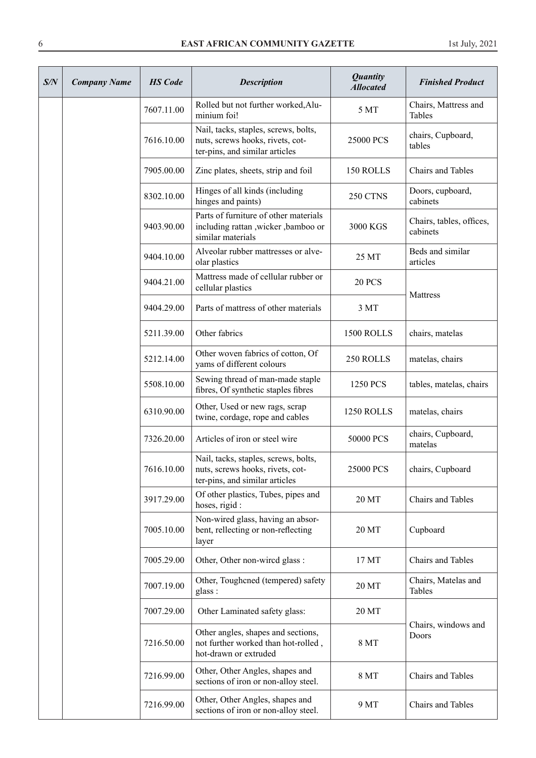| S/N | Company Name | HS Code | Description | Quantity Allocated | Finished Product |
|---|---|---|---|---|---|
| | | 7607.11.00 | Rolled but not further worked,Aluminium foi! | 5 MT | Chairs, Mattress and Tables |
| | | 7616.10.00 | Nail, tacks, staples, screws, bolts, nuts, screws hooks, rivets, cotter-pins, and similar articles | 25000 PCS | chairs, Cupboard, tables |
| | | 7905.00.00 | Zinc plates, sheets, strip and foil | 150 ROLLS | Chairs and Tables |
| | | 8302.10.00 | Hinges of all kinds (including hinges and paints) | 250 CTNS | Doors, cupboard, cabinets |
| | | 9403.90.00 | Parts of furniture of other materials including rattan ,wicker ,bamboo or similar materials | 3000 KGS | Chairs, tables, offices, cabinets |
| | | 9404.10.00 | Alveolar rubber mattresses or alveolar plastics | 25 MT | Beds and similar articles |
| | | 9404.21.00 | Mattress made of cellular rubber or cellular plastics | 20 PCS | Mattress |
| | | 9404.29.00 | Parts of mattress of other materials | 3 MT | |
| | | 5211.39.00 | Other fabrics | 1500 ROLLS | chairs, matelas |
| | | 5212.14.00 | Other woven fabrics of cotton, Of yams of different colours | 250 ROLLS | matelas, chairs |
| | | 5508.10.00 | Sewing thread of man-made staple fibres, Of synthetic staples fibres | 1250 PCS | tables, matelas, chairs |
| | | 6310.90.00 | Other, Used or new rags, scrap twine, cordage, rope and cables | 1250 ROLLS | matelas, chairs |
| | | 7326.20.00 | Articles of iron or steel wire | 50000 PCS | chairs, Cupboard, matelas |
| | | 7616.10.00 | Nail, tacks, staples, screws, bolts, nuts, screws hooks, rivets, cotter-pins, and similar articles | 25000 PCS | chairs, Cupboard |
| | | 3917.29.00 | Of other plastics, Tubes, pipes and hoses, rigid : | 20 MT | Chairs and Tables |
| | | 7005.10.00 | Non-wired glass, having an absorbent, rellecting or non-reflecting layer | 20 MT | Cupboard |
| | | 7005.29.00 | Other, Other non-wircd glass : | 17 MT | Chairs and Tables |
| | | 7007.19.00 | Other, Toughcned (tempered) safety glass : | 20 MT | Chairs, Matelas and Tables |
| | | 7007.29.00 | Other Laminated safety glass: | 20 MT | Chairs, windows and Doors |
| | | 7216.50.00 | Other angles, shapes and sections, not further worked than hot-rolled , hot-drawn or extruded | 8 MT | |
| | | 7216.99.00 | Other, Other Angles, shapes and sections of iron or non-alloy steel. | 8 MT | Chairs and Tables |
| | | 7216.99.00 | Other, Other Angles, shapes and sections of iron or non-alloy steel. | 9 MT | Chairs and Tables |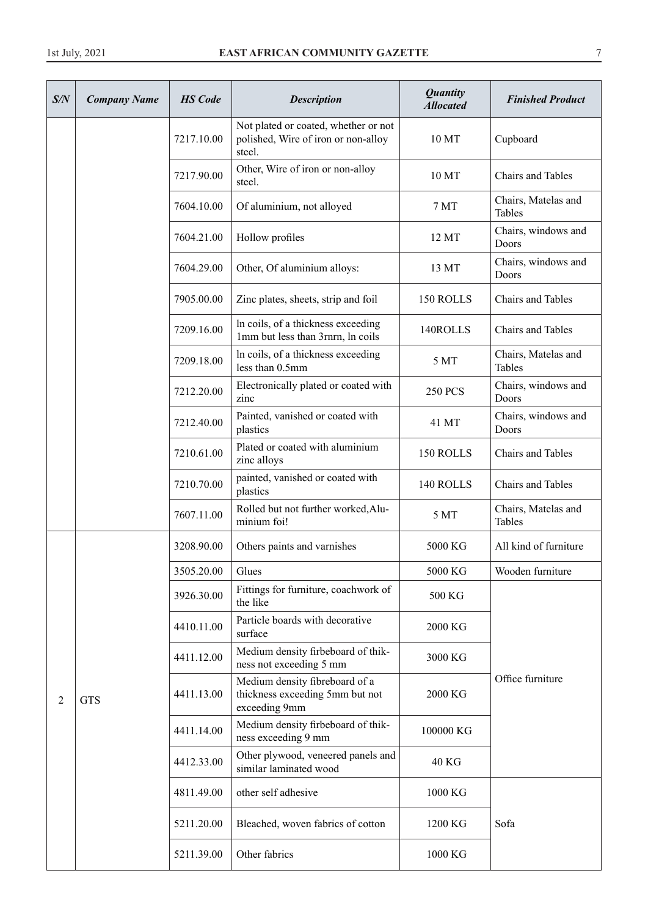| S/N | Company Name | HS Code | Description | Quantity Allocated | Finished Product |
|---|---|---|---|---|---|
| | | 7217.10.00 | Not plated or coated, whether or not polished, Wire of iron or non-alloy steel. | 10 MT | Cupboard |
| | | 7217.90.00 | Other, Wire of iron or non-alloy steel. | 10 MT | Chairs and Tables |
| | | 7604.10.00 | Of aluminium, not alloyed | 7 MT | Chairs, Matelas and Tables |
| | | 7604.21.00 | Hollow profiles | 12 MT | Chairs, windows and Doors |
| | | 7604.29.00 | Other, Of aluminium alloys: | 13 MT | Chairs, windows and Doors |
| | | 7905.00.00 | Zinc plates, sheets, strip and foil | 150 ROLLS | Chairs and Tables |
| | | 7209.16.00 | ln coils, of a thickness exceeding 1mm but less than 3rnrn, ln coils | 140ROLLS | Chairs and Tables |
| | | 7209.18.00 | ln coils, of a thickness exceeding less than 0.5mm | 5 MT | Chairs, Matelas and Tables |
| | | 7212.20.00 | Electronically plated or coated with zinc | 250 PCS | Chairs, windows and Doors |
| | | 7212.40.00 | Painted, vanished or coated with plastics | 41 MT | Chairs, windows and Doors |
| | | 7210.61.00 | Plated or coated with aluminium zinc alloys | 150 ROLLS | Chairs and Tables |
| | | 7210.70.00 | painted, vanished or coated with plastics | 140 ROLLS | Chairs and Tables |
| | | 7607.11.00 | Rolled but not further worked,Alu- minium foi! | 5 MT | Chairs, Matelas and Tables |
| 2 | GTS | 3208.90.00 | Others paints and varnishes | 5000 KG | All kind of furniture |
| | | 3505.20.00 | Glues | 5000 KG | Wooden furniture |
| | | 3926.30.00 | Fittings for furniture, coachwork of the like | 500 KG | Office furniture |
| | | 4410.11.00 | Particle boards with decorative surface | 2000 KG | |
| | | 4411.12.00 | Medium density firbeboard of thik- ness not exceeding 5 mm | 3000 KG | |
| | | 4411.13.00 | Medium density fibreboard of a thickness exceeding 5mm but not exceeding 9mm | 2000 KG | |
| | | 4411.14.00 | Medium density firbeboard of thik- ness exceeding 9 mm | 100000 KG | |
| | | 4412.33.00 | Other plywood, veneered panels and similar laminated wood | 40 KG | |
| | | 4811.49.00 | other self adhesive | 1000 KG | Sofa |
| | | 5211.20.00 | Bleached, woven fabrics of cotton | 1200 KG | |
| | | 5211.39.00 | Other fabrics | 1000 KG | |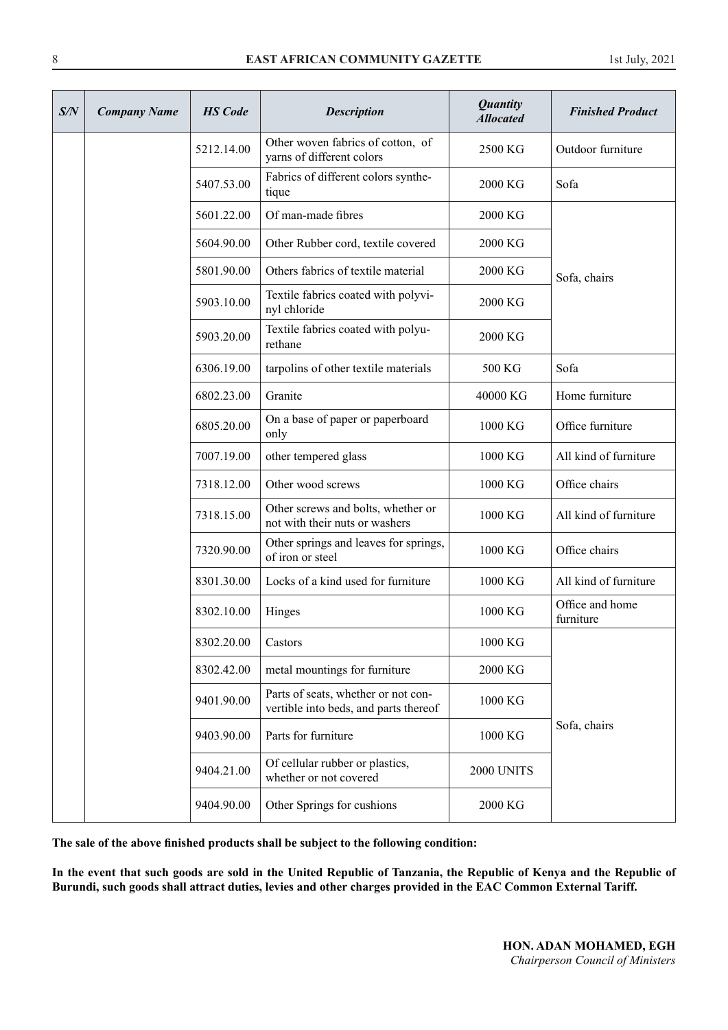| S/N | Company Name | HS Code | Description | Quantity Allocated | Finished Product |
|---|---|---|---|---|---|
| | | 5212.14.00 | Other woven fabrics of cotton, of yarns of different colors | 2500 KG | Outdoor furniture |
| | | 5407.53.00 | Fabrics of different colors synthetique | 2000 KG | Sofa |
| | | 5601.22.00 | Of man-made fibres | 2000 KG | Sofa, chairs |
| | | 5604.90.00 | Other Rubber cord, textile covered | 2000 KG | |
| | | 5801.90.00 | Others fabrics of textile material | 2000 KG | |
| | | 5903.10.00 | Textile fabrics coated with polyvinyl chloride | 2000 KG | |
| | | 5903.20.00 | Textile fabrics coated with polyurethane | 2000 KG | |
| | | 6306.19.00 | tarpolins of other textile materials | 500 KG | Sofa |
| | | 6802.23.00 | Granite | 40000 KG | Home furniture |
| | | 6805.20.00 | On a base of paper or paperboard only | 1000 KG | Office furniture |
| | | 7007.19.00 | other tempered glass | 1000 KG | All kind of furniture |
| | | 7318.12.00 | Other wood screws | 1000 KG | Office chairs |
| | | 7318.15.00 | Other screws and bolts, whether or not with their nuts or washers | 1000 KG | All kind of furniture |
| | | 7320.90.00 | Other springs and leaves for springs, of iron or steel | 1000 KG | Office chairs |
| | | 8301.30.00 | Locks of a kind used for furniture | 1000 KG | All kind of furniture |
| | | 8302.10.00 | Hinges | 1000 KG | Office and home furniture |
| | | 8302.20.00 | Castors | 1000 KG | Sofa, chairs |
| | | 8302.42.00 | metal mountings for furniture | 2000 KG | |
| | | 9401.90.00 | Parts of seats, whether or not convertible into beds, and parts thereof | 1000 KG | |
| | | 9403.90.00 | Parts for furniture | 1000 KG | |
| | | 9404.21.00 | Of cellular rubber or plastics, whether or not covered | 2000 UNITS | |
| | | 9404.90.00 | Other Springs for cushions | 2000 KG | |

**The sale of the above finished products shall be subject to the following condition:**

**In the event that such goods are sold in the United Republic of Tanzania, the Republic of Kenya and the Republic of Burundi, such goods shall attract duties, levies and other charges provided in the EAC Common External Tariff.**

**HON. ADAN MOHAMED, EGH**
*Chairperson Council of Ministers*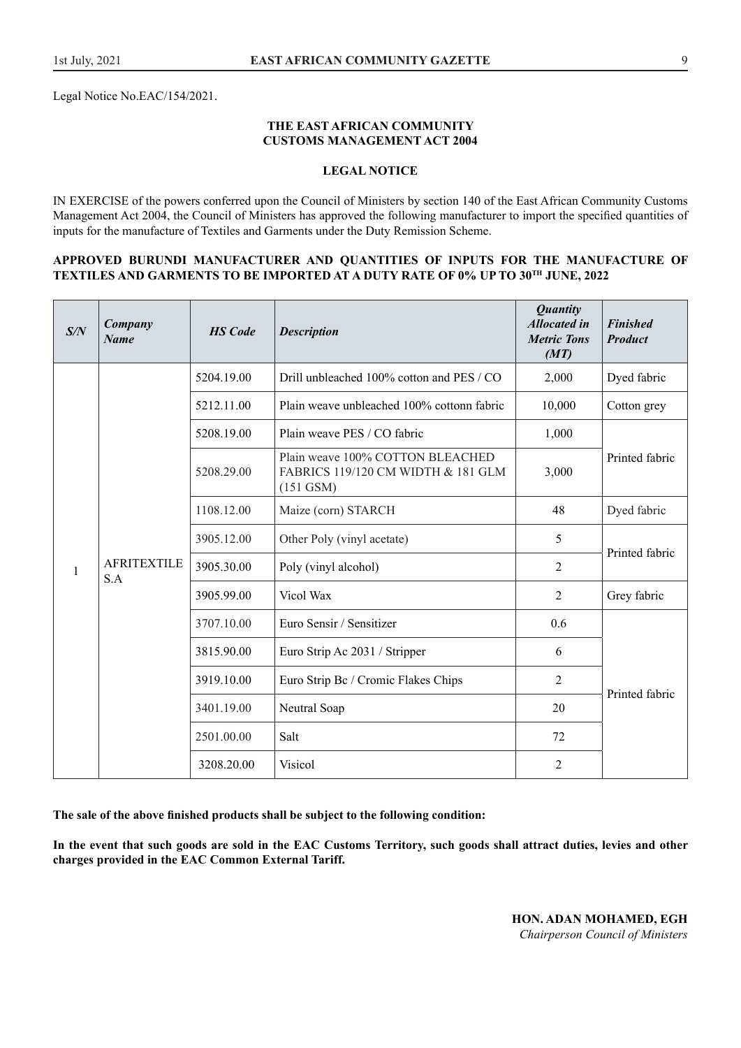Legal Notice No.EAC/154/2021.

**THE EAST AFRICAN COMMUNITY**
**CUSTOMS MANAGEMENT ACT 2004**

**LEGAL NOTICE**

IN EXERCISE of the powers conferred upon the Council of Ministers by section 140 of the East African Community Customs Management Act 2004, the Council of Ministers has approved the following manufacturer to import the specified quantities of inputs for the manufacture of Textiles and Garments under the Duty Remission Scheme.

**APPROVED BURUNDI MANUFACTURER AND QUANTITIES OF INPUTS FOR THE MANUFACTURE OF TEXTILES AND GARMENTS TO BE IMPORTED AT A DUTY RATE OF 0% UP TO 30TH JUNE, 2022**

| *S/N* | *Company Name* | *HS Code* | *Description* | *Quantity Allocated in Metric Tons (MT)* | *Finished Product* |
|---|---|---|---|---|---|
| 1 | AFRITEXTILE S.A | 5204.19.00 | Drill unbleached 100% cotton and PES / CO | 2,000 | Dyed fabric |
| | | 5212.11.00 | Plain weave unbleached 100% cottonn fabric | 10,000 | Cotton grey |
| | | 5208.19.00 | Plain weave PES / CO fabric | 1,000 | Printed fabric |
| | | 5208.29.00 | Plain weave 100% COTTON BLEACHED FABRICS 119/120 CM WIDTH & 181 GLM (151 GSM) | 3,000 | |
| | | 1108.12.00 | Maize (corn) STARCH | 48 | Dyed fabric |
| | | 3905.12.00 | Other Poly (vinyl acetate) | 5 | Printed fabric |
| | | 3905.30.00 | Poly (vinyl alcohol) | 2 | |
| | | 3905.99.00 | Vicol Wax | 2 | Grey fabric |
| | | 3707.10.00 | Euro Sensir / Sensitizer | 0.6 | Printed fabric |
| | | 3815.90.00 | Euro Strip Ac 2031 / Stripper | 6 | |
| | | 3919.10.00 | Euro Strip Bc / Cromic Flakes Chips | 2 | |
| | | 3401.19.00 | Neutral Soap | 20 | |
| | | 2501.00.00 | Salt | 72 | |
| | | 3208.20.00 | Visicol | 2 | |

**The sale of the above finished products shall be subject to the following condition:**

**In the event that such goods are sold in the EAC Customs Territory, such goods shall attract duties, levies and other charges provided in the EAC Common External Tariff.**

**HON. ADAN MOHAMED, EGH**
*Chairperson Council of Ministers*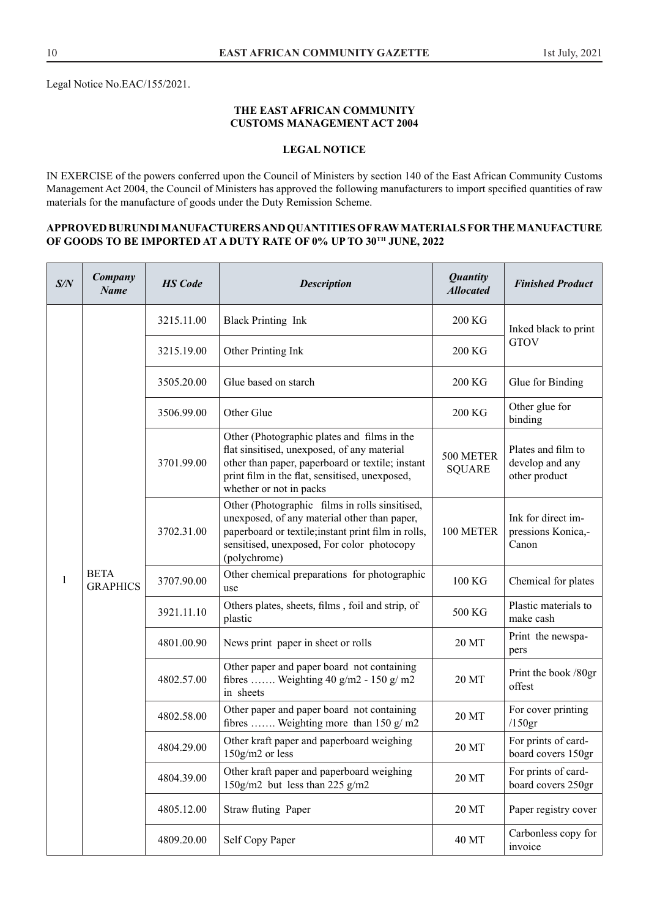Legal Notice No.EAC/155/2021.

**THE EAST AFRICAN COMMUNITY**
**CUSTOMS MANAGEMENT ACT 2004**

**LEGAL NOTICE**

IN EXERCISE of the powers conferred upon the Council of Ministers by section 140 of the East African Community Customs Management Act 2004, the Council of Ministers has approved the following manufacturers to import specified quantities of raw materials for the manufacture of goods under the Duty Remission Scheme.

**APPROVED BURUNDI MANUFACTURERS AND QUANTITIES OF RAW MATERIALS FOR THE MANUFACTURE OF GOODS TO BE IMPORTED AT A DUTY RATE OF 0% UP TO 30TH JUNE, 2022**

| *S/N* | *Company Name* | *HS Code* | *Description* | *Quantity Allocated* | *Finished Product* |
|---|---|---|---|---|---|
| 1 | BETA GRAPHICS | 3215.11.00 | Black Printing Ink | 200 KG | Inked black to print GTOV |
| | | 3215.19.00 | Other Printing Ink | 200 KG | |
| | | 3505.20.00 | Glue based on starch | 200 KG | Glue for Binding |
| | | 3506.99.00 | Other Glue | 200 KG | Other glue for binding |
| | | 3701.99.00 | Other (Photographic plates and films in the flat sinsitised, unexposed, of any material other than paper, paperboard or textile; instant print film in the flat, sensitised, unexposed, whether or not in packs | 500 METER SQUARE | Plates and film to develop and any other product |
| | | 3702.31.00 | Other (Photographic films in rolls sinsitised, unexposed, of any material other than paper, paperboard or textile;instant print film in rolls, sensitised, unexposed, For color photocopy (polychrome) | 100 METER | Ink for direct impressions Konica,-Canon |
| | | 3707.90.00 | Other chemical preparations for photographic use | 100 KG | Chemical for plates |
| | | 3921.11.10 | Others plates, sheets, films , foil and strip, of plastic | 500 KG | Plastic materials to make cash |
| | | 4801.00.90 | News print paper in sheet or rolls | 20 MT | Print the newspapers |
| | | 4802.57.00 | Other paper and paper board not containing fibres ……. Weighting 40 g/m2 - 150 g/ m2 in sheets | 20 MT | Print the book /80gr offest |
| | | 4802.58.00 | Other paper and paper board not containing fibres ……. Weighting more than 150 g/ m2 | 20 MT | For cover printing /150gr |
| | | 4804.29.00 | Other kraft paper and paperboard weighing 150g/m2 or less | 20 MT | For prints of cardboard covers 150gr |
| | | 4804.39.00 | Other kraft paper and paperboard weighing 150g/m2 but less than 225 g/m2 | 20 MT | For prints of cardboard covers 250gr |
| | | 4805.12.00 | Straw fluting Paper | 20 MT | Paper registry cover |
| | | 4809.20.00 | Self Copy Paper | 40 MT | Carbonless copy for invoice |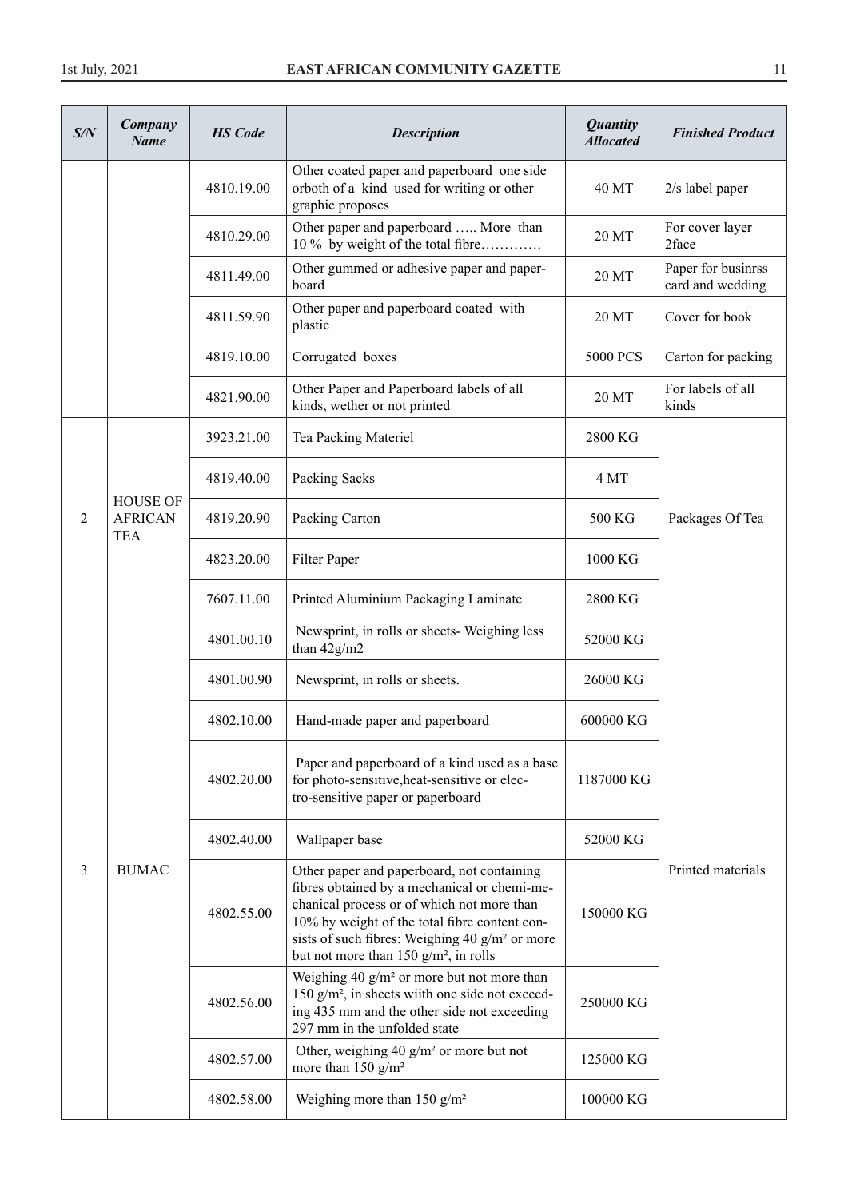| S/N | Company Name | HS Code | Description | Quantity Allocated | Finished Product |
|---|---|---|---|---|---|
| | | 4810.19.00 | Other coated paper and paperboard one side orboth of a kind used for writing or other graphic proposes | 40 MT | 2/s label paper |
| | | 4810.29.00 | Other paper and paperboard ….. More than 10 % by weight of the total fibre…………. | 20 MT | For cover layer 2face |
| | | 4811.49.00 | Other gummed or adhesive paper and paperboard | 20 MT | Paper for businrss card and wedding |
| | | 4811.59.90 | Other paper and paperboard coated with plastic | 20 MT | Cover for book |
| | | 4819.10.00 | Corrugated boxes | 5000 PCS | Carton for packing |
| | | 4821.90.00 | Other Paper and Paperboard labels of all kinds, wether or not printed | 20 MT | For labels of all kinds |
| 2 | HOUSE OF AFRICAN TEA | 3923.21.00 | Tea Packing Materiel | 2800 KG | Packages Of Tea |
| | | 4819.40.00 | Packing Sacks | 4 MT | |
| | | 4819.20.90 | Packing Carton | 500 KG | |
| | | 4823.20.00 | Filter Paper | 1000 KG | |
| | | 7607.11.00 | Printed Aluminium Packaging Laminate | 2800 KG | |
| 3 | BUMAC | 4801.00.10 | Newsprint, in rolls or sheets- Weighing less than 42g/m2 | 52000 KG | Printed materials |
| | | 4801.00.90 | Newsprint, in rolls or sheets. | 26000 KG | |
| | | 4802.10.00 | Hand-made paper and paperboard | 600000 KG | |
| | | 4802.20.00 | Paper and paperboard of a kind used as a base for photo-sensitive,heat-sensitive or electro-sensitive paper or paperboard | 1187000 KG | |
| | | 4802.40.00 | Wallpaper base | 52000 KG | |
| | | 4802.55.00 | Other paper and paperboard, not containing fibres obtained by a mechanical or chemi-mechanical process or of which not more than 10% by weight of the total fibre content consists of such fibres: Weighing 40 g/m² or more but not more than 150 g/m², in rolls | 150000 KG | |
| | | 4802.56.00 | Weighing 40 g/m² or more but not more than 150 g/m², in sheets wiith one side not exceeding 435 mm and the other side not exceeding 297 mm in the unfolded state | 250000 KG | |
| | | 4802.57.00 | Other, weighing 40 g/m² or more but not more than 150 g/m² | 125000 KG | |
| | | 4802.58.00 | Weighing more than 150 g/m² | 100000 KG | |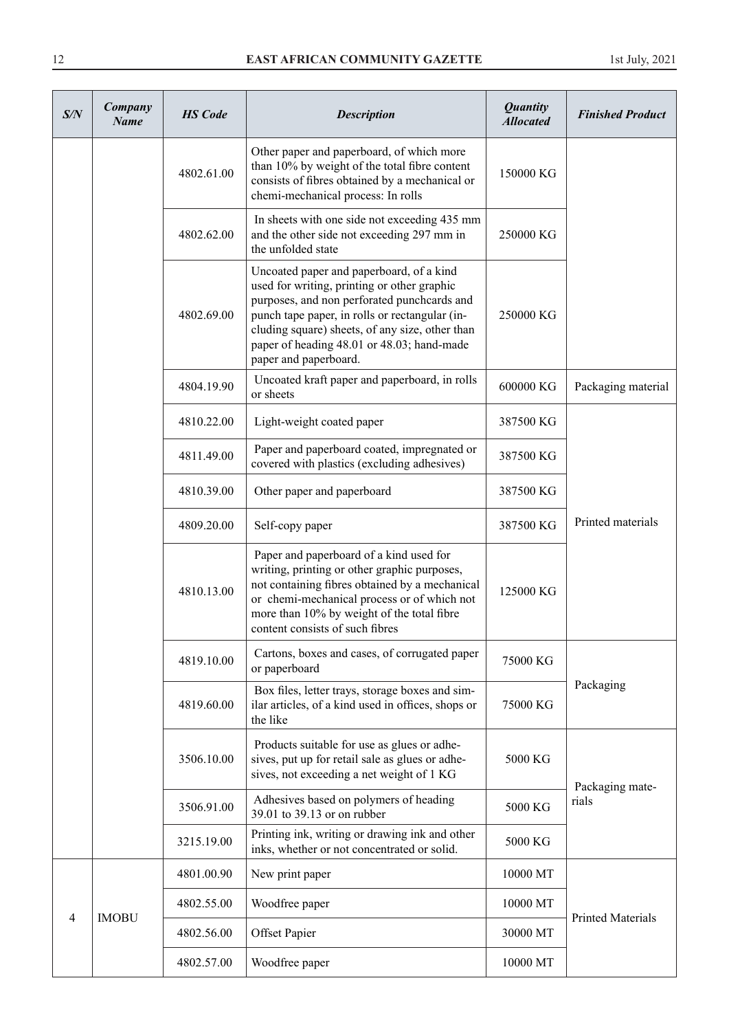| S/N | Company Name | HS Code | Description | Quantity Allocated | Finished Product |
|---|---|---|---|---|---|
| | | 4802.61.00 | Other paper and paperboard, of which more than 10% by weight of the total fibre content consists of fibres obtained by a mechanical or chemi-mechanical process: In rolls | 150000 KG | |
| | | 4802.62.00 | In sheets with one side not exceeding 435 mm and the other side not exceeding 297 mm in the unfolded state | 250000 KG | |
| | | 4802.69.00 | Uncoated paper and paperboard, of a kind used for writing, printing or other graphic purposes, and non perforated punchcards and punch tape paper, in rolls or rectangular (including square) sheets, of any size, other than paper of heading 48.01 or 48.03; hand-made paper and paperboard. | 250000 KG | |
| | | 4804.19.90 | Uncoated kraft paper and paperboard, in rolls or sheets | 600000 KG | Packaging material |
| | | 4810.22.00 | Light-weight coated paper | 387500 KG | Printed materials |
| | | 4811.49.00 | Paper and paperboard coated, impregnated or covered with plastics (excluding adhesives) | 387500 KG | |
| | | 4810.39.00 | Other paper and paperboard | 387500 KG | |
| | | 4809.20.00 | Self-copy paper | 387500 KG | |
| | | 4810.13.00 | Paper and paperboard of a kind used for writing, printing or other graphic purposes, not containing fibres obtained by a mechanical or chemi-mechanical process or of which not more than 10% by weight of the total fibre content consists of such fibres | 125000 KG | |
| | | 4819.10.00 | Cartons, boxes and cases, of corrugated paper or paperboard | 75000 KG | Packaging |
| | | 4819.60.00 | Box files, letter trays, storage boxes and similar articles, of a kind used in offices, shops or the like | 75000 KG | |
| | | 3506.10.00 | Products suitable for use as glues or adhesives, put up for retail sale as glues or adhesives, not exceeding a net weight of 1 KG | 5000 KG | Packaging materials |
| | | 3506.91.00 | Adhesives based on polymers of heading 39.01 to 39.13 or on rubber | 5000 KG | |
| | | 3215.19.00 | Printing ink, writing or drawing ink and other inks, whether or not concentrated or solid. | 5000 KG | |
| 4 | IMOBU | 4801.00.90 | New print paper | 10000 MT | Printed Materials |
| | | 4802.55.00 | Woodfree paper | 10000 MT | |
| | | 4802.56.00 | Offset Papier | 30000 MT | |
| | | 4802.57.00 | Woodfree paper | 10000 MT | |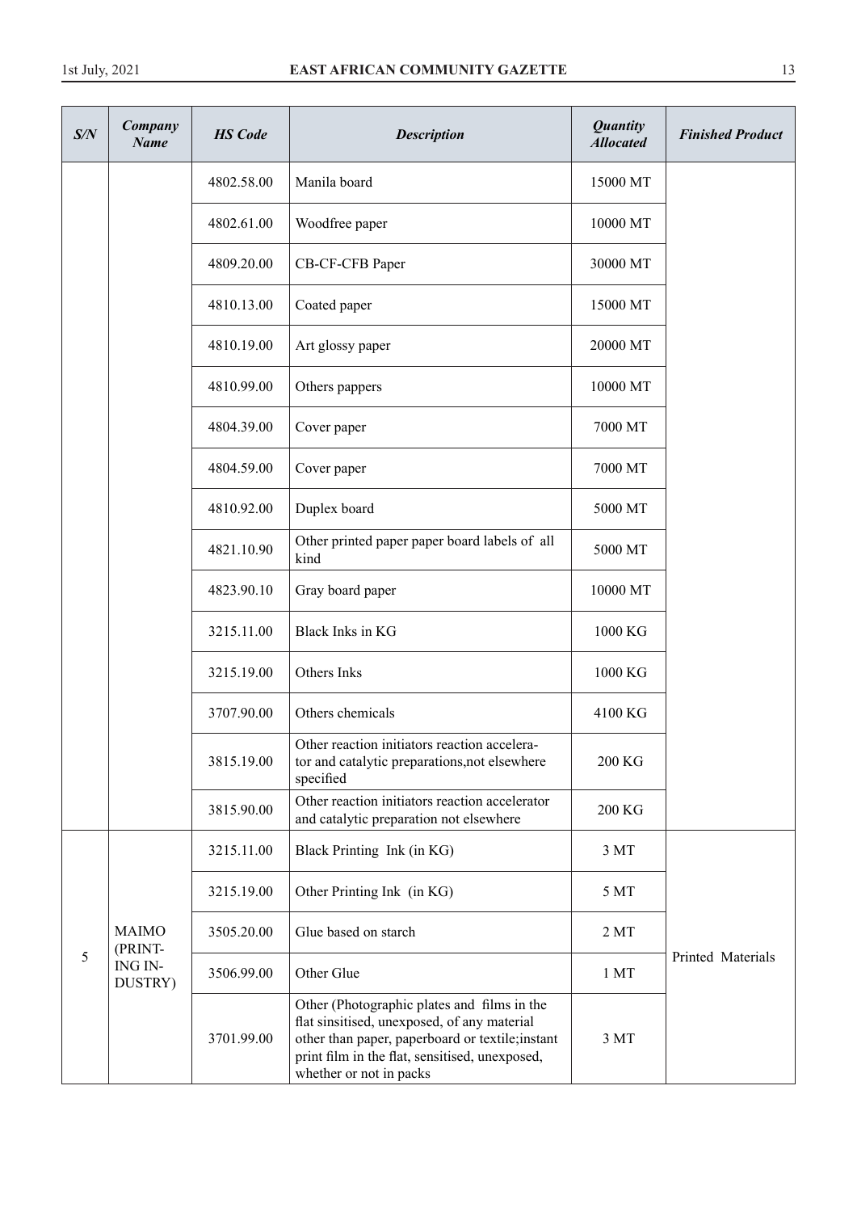| S/N | Company Name | HS Code | Description | Quantity Allocated | Finished Product |
|---|---|---|---|---|---|
| | | 4802.58.00 | Manila board | 15000 MT | |
| | | 4802.61.00 | Woodfree paper | 10000 MT | |
| | | 4809.20.00 | CB-CF-CFB Paper | 30000 MT | |
| | | 4810.13.00 | Coated paper | 15000 MT | |
| | | 4810.19.00 | Art glossy paper | 20000 MT | |
| | | 4810.99.00 | Others pappers | 10000 MT | |
| | | 4804.39.00 | Cover paper | 7000 MT | |
| | | 4804.59.00 | Cover paper | 7000 MT | |
| | | 4810.92.00 | Duplex board | 5000 MT | |
| | | 4821.10.90 | Other printed paper paper board labels of all kind | 5000 MT | |
| | | 4823.90.10 | Gray board paper | 10000 MT | |
| | | 3215.11.00 | Black Inks in KG | 1000 KG | |
| | | 3215.19.00 | Others Inks | 1000 KG | |
| | | 3707.90.00 | Others chemicals | 4100 KG | |
| | | 3815.19.00 | Other reaction initiators reaction accelerator and catalytic preparations,not elsewhere specified | 200 KG | |
| | | 3815.90.00 | Other reaction initiators reaction accelerator and catalytic preparation not elsewhere | 200 KG | |
| 5 | MAIMO (PRINTING INDUSTRY) | 3215.11.00 | Black Printing Ink (in KG) | 3 MT | Printed Materials |
| | | 3215.19.00 | Other Printing Ink (in KG) | 5 MT | |
| | | 3505.20.00 | Glue based on starch | 2 MT | |
| | | 3506.99.00 | Other Glue | 1 MT | |
| | | 3701.99.00 | Other (Photographic plates and films in the flat sinsitised, unexposed, of any material other than paper, paperboard or textile;instant print film in the flat, sensitised, unexposed, whether or not in packs | 3 MT | |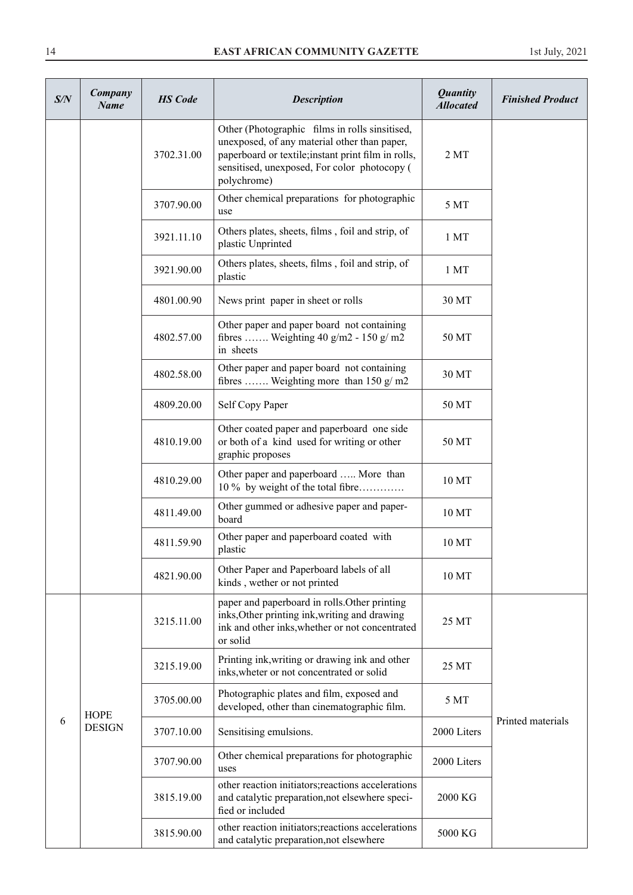| S/N | Company Name | HS Code | Description | Quantity Allocated | Finished Product |
|---|---|---|---|---|---|
| | | 3702.31.00 | Other (Photographic films in rolls sinsitised, unexposed, of any material other than paper, paperboard or textile;instant print film in rolls, sensitised, unexposed, For color photocopy ( polychrome) | 2 MT | |
| | | 3707.90.00 | Other chemical preparations for photographic use | 5 MT | |
| | | 3921.11.10 | Others plates, sheets, films , foil and strip, of plastic Unprinted | 1 MT | |
| | | 3921.90.00 | Others plates, sheets, films , foil and strip, of plastic | 1 MT | |
| | | 4801.00.90 | News print paper in sheet or rolls | 30 MT | |
| | | 4802.57.00 | Other paper and paper board not containing fibres ……. Weighting 40 g/m2 - 150 g/ m2 in sheets | 50 MT | |
| | | 4802.58.00 | Other paper and paper board not containing fibres ……. Weighting more than 150 g/ m2 | 30 MT | |
| | | 4809.20.00 | Self Copy Paper | 50 MT | |
| | | 4810.19.00 | Other coated paper and paperboard one side or both of a kind used for writing or other graphic proposes | 50 MT | |
| | | 4810.29.00 | Other paper and paperboard ….. More than 10 % by weight of the total fibre…………. | 10 MT | |
| | | 4811.49.00 | Other gummed or adhesive paper and paper-board | 10 MT | |
| | | 4811.59.90 | Other paper and paperboard coated with plastic | 10 MT | |
| | | 4821.90.00 | Other Paper and Paperboard labels of all kinds , wether or not printed | 10 MT | |
| 6 | HOPE DESIGN | 3215.11.00 | paper and paperboard in rolls.Other printing inks,Other printing ink,writing and drawing ink and other inks,whether or not concentrated or solid | 25 MT | Printed materials |
| | | 3215.19.00 | Printing ink,writing or drawing ink and other inks,wheter or not concentrated or solid | 25 MT | |
| | | 3705.00.00 | Photographic plates and film, exposed and developed, other than cinematographic film. | 5 MT | |
| | | 3707.10.00 | Sensitising emulsions. | 2000 Liters | |
| | | 3707.90.00 | Other chemical preparations for photographic uses | 2000 Liters | |
| | | 3815.19.00 | other reaction initiators;reactions accelerations and catalytic preparation,not elsewhere specified or included | 2000 KG | |
| | | 3815.90.00 | other reaction initiators;reactions accelerations and catalytic preparation,not elsewhere | 5000 KG | |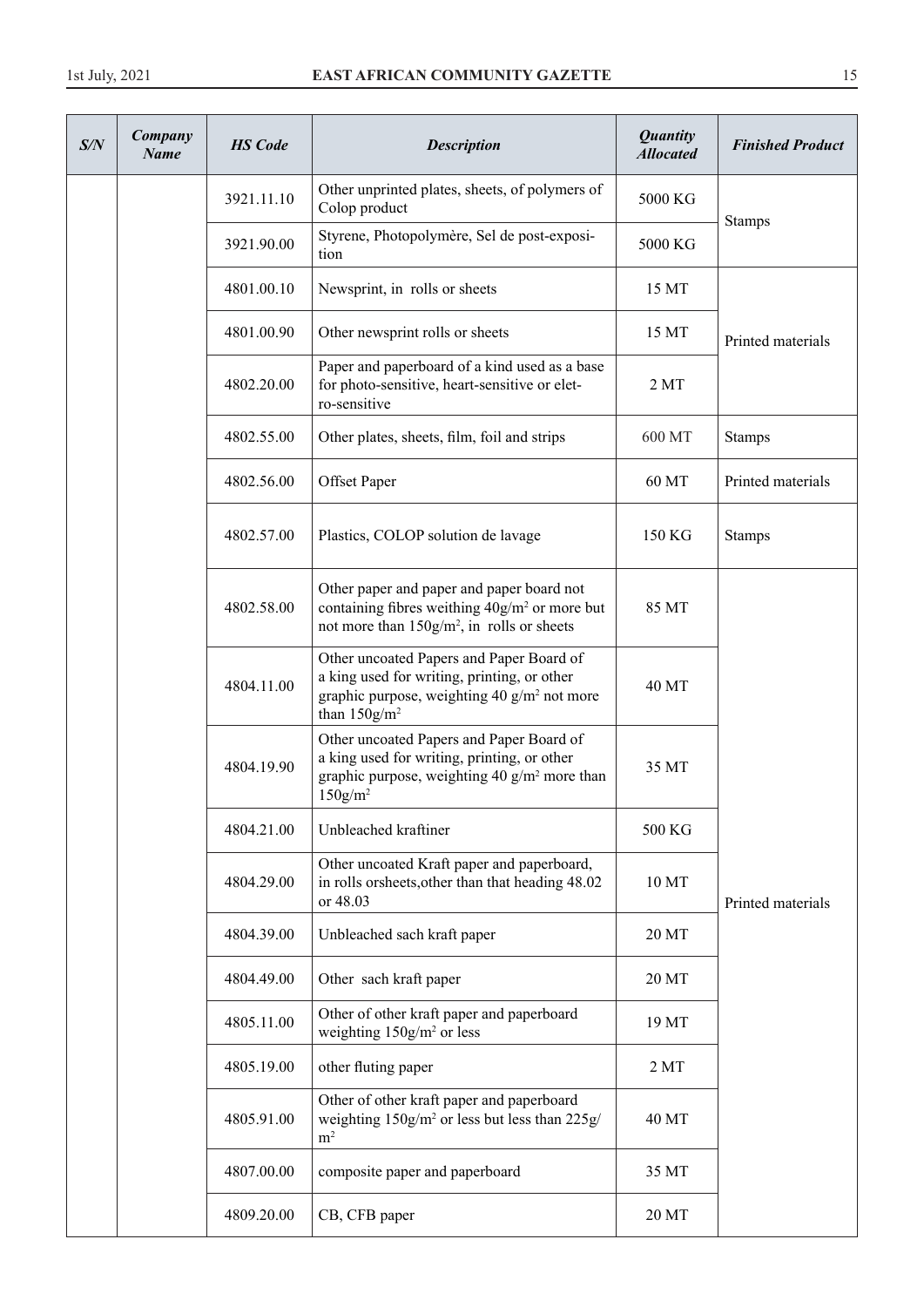| S/N | Company Name | HS Code | Description | Quantity Allocated | Finished Product |
|---|---|---|---|---|---|
| | | 3921.11.10 | Other unprinted plates, sheets, of polymers of Colop product | 5000 KG | Stamps |
| | | 3921.90.00 | Styrene, Photopolymère, Sel de post-exposition | 5000 KG | |
| | | 4801.00.10 | Newsprint, in rolls or sheets | 15 MT | Printed materials |
| | | 4801.00.90 | Other newsprint rolls or sheets | 15 MT | |
| | | 4802.20.00 | Paper and paperboard of a kind used as a base for photo-sensitive, heart-sensitive or elet-ro-sensitive | 2 MT | |
| | | 4802.55.00 | Other plates, sheets, film, foil and strips | 600 MT | Stamps |
| | | 4802.56.00 | Offset Paper | 60 MT | Printed materials |
| | | 4802.57.00 | Plastics, COLOP solution de lavage | 150 KG | Stamps |
| | | 4802.58.00 | Other paper and paper and paper board not containing fibres weithing 40g/m$^2$ or more but not more than 150g/m$^2$, in rolls or sheets | 85 MT | Printed materials |
| | | 4804.11.00 | Other uncoated Papers and Paper Board of a king used for writing, printing, or other graphic purpose, weighting 40 g/m$^2$ not more than 150g/m$^2$ | 40 MT | |
| | | 4804.19.90 | Other uncoated Papers and Paper Board of a king used for writing, printing, or other graphic purpose, weighting 40 g/m$^2$ more than 150g/m$^2$ | 35 MT | |
| | | 4804.21.00 | Unbleached kraftiner | 500 KG | |
| | | 4804.29.00 | Other uncoated Kraft paper and paperboard, in rolls orsheets,other than that heading 48.02 or 48.03 | 10 MT | |
| | | 4804.39.00 | Unbleached sach kraft paper | 20 MT | |
| | | 4804.49.00 | Other sach kraft paper | 20 MT | |
| | | 4805.11.00 | Other of other kraft paper and paperboard weighting 150g/m$^2$ or less | 19 MT | |
| | | 4805.19.00 | other fluting paper | 2 MT | |
| | | 4805.91.00 | Other of other kraft paper and paperboard weighting 150g/m$^2$ or less but less than 225g/m$^2$ | 40 MT | |
| | | 4807.00.00 | composite paper and paperboard | 35 MT | |
| | | 4809.20.00 | CB, CFB paper | 20 MT | |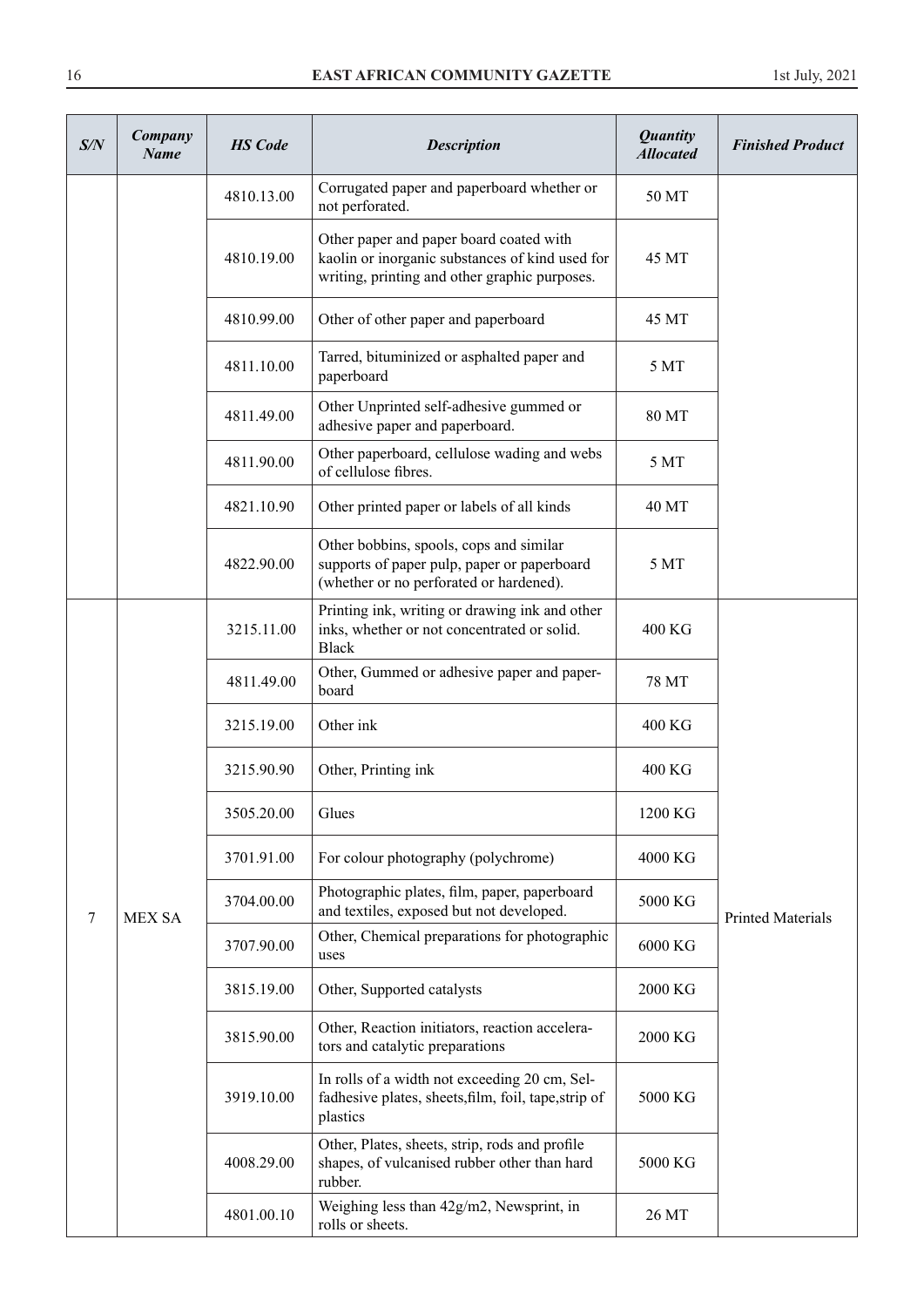| S/N | Company Name | HS Code | Description | Quantity Allocated | Finished Product |
|---|---|---|---|---|---|
| | | 4810.13.00 | Corrugated paper and paperboard whether or not perforated. | 50 MT | |
| | | 4810.19.00 | Other paper and paper board coated with kaolin or inorganic substances of kind used for writing, printing and other graphic purposes. | 45 MT | |
| | | 4810.99.00 | Other of other paper and paperboard | 45 MT | |
| | | 4811.10.00 | Tarred, bituminized or asphalted paper and paperboard | 5 MT | |
| | | 4811.49.00 | Other Unprinted self-adhesive gummed or adhesive paper and paperboard. | 80 MT | |
| | | 4811.90.00 | Other paperboard, cellulose wading and webs of cellulose fibres. | 5 MT | |
| | | 4821.10.90 | Other printed paper or labels of all kinds | 40 MT | |
| | | 4822.90.00 | Other bobbins, spools, cops and similar supports of paper pulp, paper or paperboard (whether or no perforated or hardened). | 5 MT | |
| 7 | MEX SA | 3215.11.00 | Printing ink, writing or drawing ink and other inks, whether or not concentrated or solid. Black | 400 KG | Printed Materials |
| | | 4811.49.00 | Other, Gummed or adhesive paper and paper-board | 78 MT | |
| | | 3215.19.00 | Other ink | 400 KG | |
| | | 3215.90.90 | Other, Printing ink | 400 KG | |
| | | 3505.20.00 | Glues | 1200 KG | |
| | | 3701.91.00 | For colour photography (polychrome) | 4000 KG | |
| | | 3704.00.00 | Photographic plates, film, paper, paperboard and textiles, exposed but not developed. | 5000 KG | |
| | | 3707.90.00 | Other, Chemical preparations for photographic uses | 6000 KG | |
| | | 3815.19.00 | Other, Supported catalysts | 2000 KG | |
| | | 3815.90.00 | Other, Reaction initiators, reaction accelerators and catalytic preparations | 2000 KG | |
| | | 3919.10.00 | In rolls of a width not exceeding 20 cm, Selfadhesive plates, sheets,film, foil, tape,strip of plastics | 5000 KG | |
| | | 4008.29.00 | Other, Plates, sheets, strip, rods and profile shapes, of vulcanised rubber other than hard rubber. | 5000 KG | |
| | | 4801.00.10 | Weighing less than 42g/m2, Newsprint, in rolls or sheets. | 26 MT | |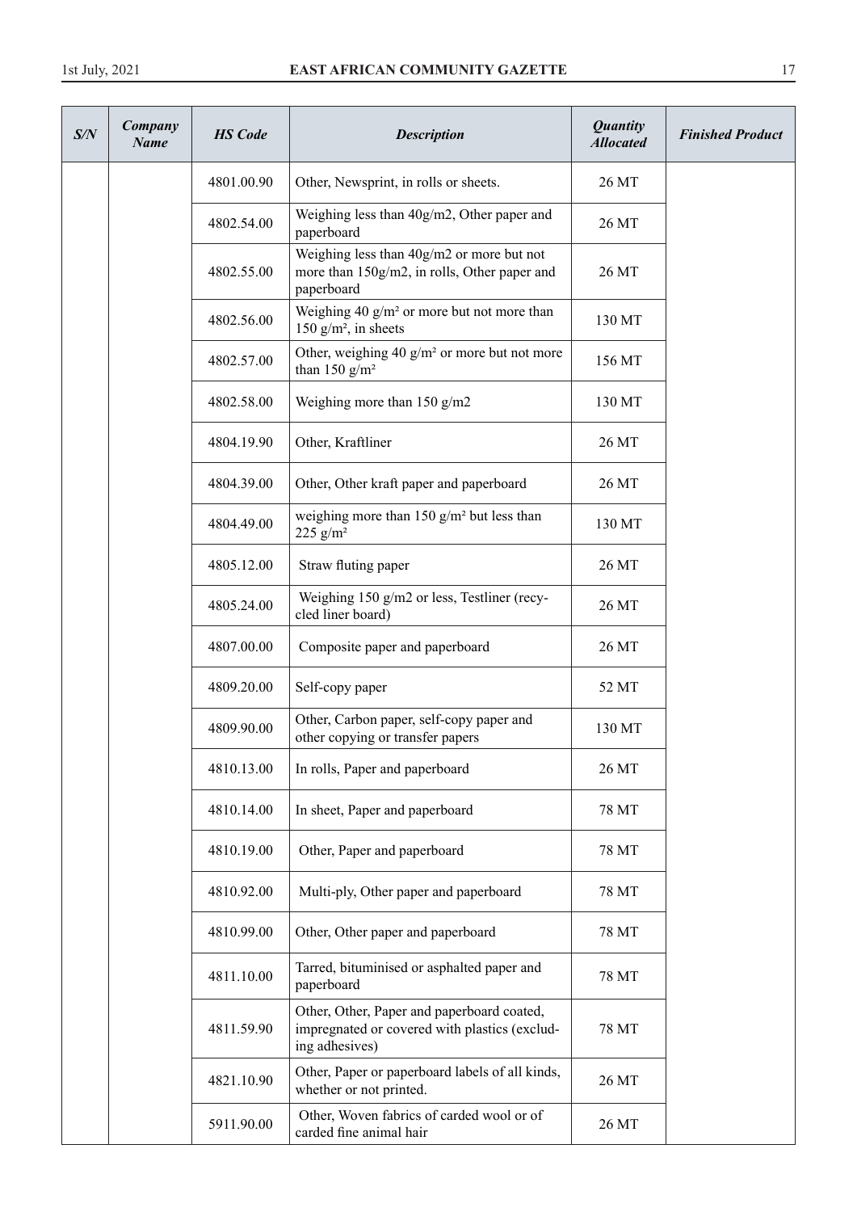| S/N | Company Name | HS Code | Description | Quantity Allocated | Finished Product |
|---|---|---|---|---|---|
| | | 4801.00.90 | Other, Newsprint, in rolls or sheets. | 26 MT | |
| | | 4802.54.00 | Weighing less than 40g/m2, Other paper and paperboard | 26 MT | |
| | | 4802.55.00 | Weighing less than 40g/m2 or more but not more than 150g/m2, in rolls, Other paper and paperboard | 26 MT | |
| | | 4802.56.00 | Weighing 40 g/m² or more but not more than 150 g/m², in sheets | 130 MT | |
| | | 4802.57.00 | Other, weighing 40 g/m² or more but not more than 150 g/m² | 156 MT | |
| | | 4802.58.00 | Weighing more than 150 g/m2 | 130 MT | |
| | | 4804.19.90 | Other, Kraftliner | 26 MT | |
| | | 4804.39.00 | Other, Other kraft paper and paperboard | 26 MT | |
| | | 4804.49.00 | weighing more than 150 g/m² but less than 225 g/m² | 130 MT | |
| | | 4805.12.00 | Straw fluting paper | 26 MT | |
| | | 4805.24.00 | Weighing 150 g/m2 or less, Testliner (recycled liner board) | 26 MT | |
| | | 4807.00.00 | Composite paper and paperboard | 26 MT | |
| | | 4809.20.00 | Self-copy paper | 52 MT | |
| | | 4809.90.00 | Other, Carbon paper, self-copy paper and other copying or transfer papers | 130 MT | |
| | | 4810.13.00 | In rolls, Paper and paperboard | 26 MT | |
| | | 4810.14.00 | In sheet, Paper and paperboard | 78 MT | |
| | | 4810.19.00 | Other, Paper and paperboard | 78 MT | |
| | | 4810.92.00 | Multi-ply, Other paper and paperboard | 78 MT | |
| | | 4810.99.00 | Other, Other paper and paperboard | 78 MT | |
| | | 4811.10.00 | Tarred, bituminised or asphalted paper and paperboard | 78 MT | |
| | | 4811.59.90 | Other, Other, Paper and paperboard coated, impregnated or covered with plastics (excluding adhesives) | 78 MT | |
| | | 4821.10.90 | Other, Paper or paperboard labels of all kinds, whether or not printed. | 26 MT | |
| | | 5911.90.00 | Other, Woven fabrics of carded wool or of carded fine animal hair | 26 MT | |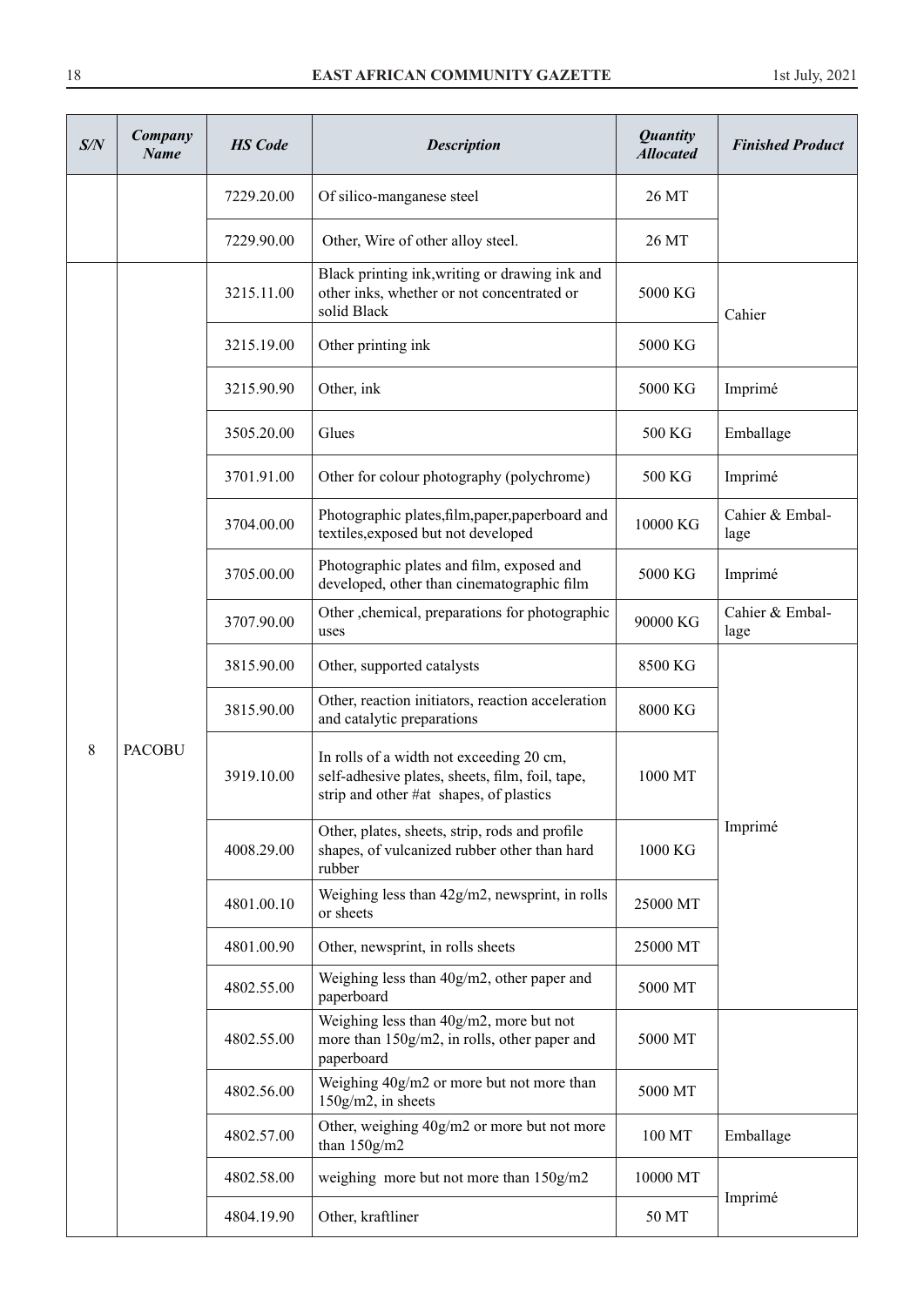| S/N | Company Name | HS Code | Description | Quantity Allocated | Finished Product |
|---|---|---|---|---|---|
| | | 7229.20.00 | Of silico-manganese steel | 26 MT | |
| | | 7229.90.00 | Other, Wire of other alloy steel. | 26 MT | |
| 8 | PACOBU | 3215.11.00 | Black printing ink,writing or drawing ink and other inks, whether or not concentrated or solid Black | 5000 KG | Cahier |
| | | 3215.19.00 | Other printing ink | 5000 KG | |
| | | 3215.90.90 | Other, ink | 5000 KG | Imprimé |
| | | 3505.20.00 | Glues | 500 KG | Emballage |
| | | 3701.91.00 | Other for colour photography (polychrome) | 500 KG | Imprimé |
| | | 3704.00.00 | Photographic plates,film,paper,paperboard and textiles,exposed but not developed | 10000 KG | Cahier & Emballage |
| | | 3705.00.00 | Photographic plates and film, exposed and developed, other than cinematographic film | 5000 KG | Imprimé |
| | | 3707.90.00 | Other ,chemical, preparations for photographic uses | 90000 KG | Cahier & Emballage |
| | | 3815.90.00 | Other, supported catalysts | 8500 KG | Imprimé |
| | | 3815.90.00 | Other, reaction initiators, reaction acceleration and catalytic preparations | 8000 KG | |
| | | 3919.10.00 | In rolls of a width not exceeding 20 cm, self-adhesive plates, sheets, film, foil, tape, strip and other #at shapes, of plastics | 1000 MT | |
| | | 4008.29.00 | Other, plates, sheets, strip, rods and profile shapes, of vulcanized rubber other than hard rubber | 1000 KG | |
| | | 4801.00.10 | Weighing less than 42g/m2, newsprint, in rolls or sheets | 25000 MT | |
| | | 4801.00.90 | Other, newsprint, in rolls sheets | 25000 MT | |
| | | 4802.55.00 | Weighing less than 40g/m2, other paper and paperboard | 5000 MT | |
| | | 4802.55.00 | Weighing less than 40g/m2, more but not more than 150g/m2, in rolls, other paper and paperboard | 5000 MT | |
| | | 4802.56.00 | Weighing 40g/m2 or more but not more than 150g/m2, in sheets | 5000 MT | |
| | | 4802.57.00 | Other, weighing 40g/m2 or more but not more than 150g/m2 | 100 MT | Emballage |
| | | 4802.58.00 | weighing more but not more than 150g/m2 | 10000 MT | Imprimé |
| | | 4804.19.90 | Other, kraftliner | 50 MT | |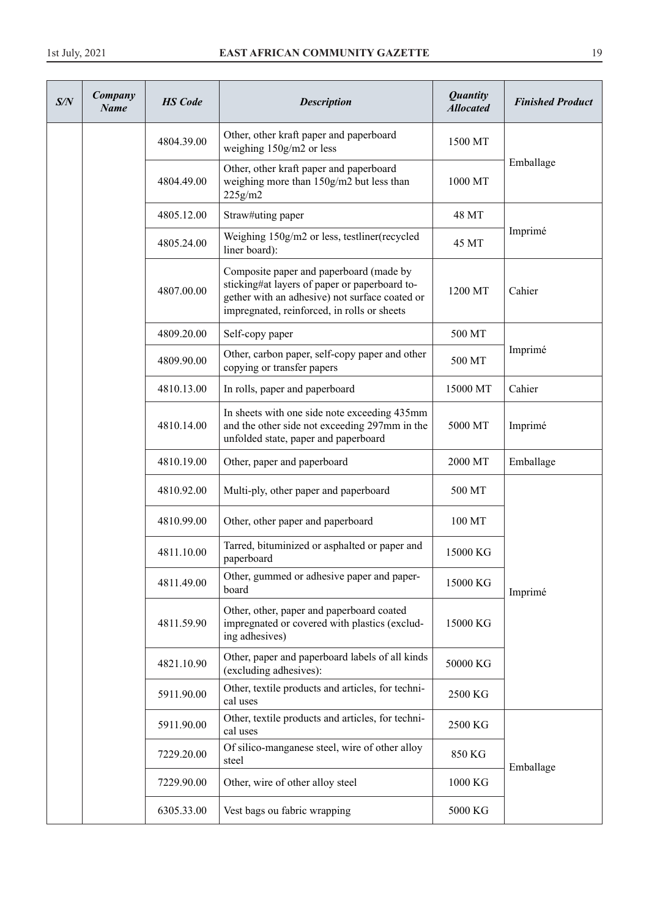| S/N | Company Name | HS Code | Description | Quantity Allocated | Finished Product |
|---|---|---|---|---|---|
| | | 4804.39.00 | Other, other kraft paper and paperboard weighing 150g/m2 or less | 1500 MT | Emballage |
| | | 4804.49.00 | Other, other kraft paper and paperboard weighing more than 150g/m2 but less than 225g/m2 | 1000 MT | |
| | | 4805.12.00 | Straw#uting paper | 48 MT | Imprimé |
| | | 4805.24.00 | Weighing 150g/m2 or less, testliner(recycled liner board): | 45 MT | |
| | | 4807.00.00 | Composite paper and paperboard (made by sticking#at layers of paper or paperboard together with an adhesive) not surface coated or impregnated, reinforced, in rolls or sheets | 1200 MT | Cahier |
| | | 4809.20.00 | Self-copy paper | 500 MT | Imprimé |
| | | 4809.90.00 | Other, carbon paper, self-copy paper and other copying or transfer papers | 500 MT | |
| | | 4810.13.00 | In rolls, paper and paperboard | 15000 MT | Cahier |
| | | 4810.14.00 | In sheets with one side note exceeding 435mm and the other side not exceeding 297mm in the unfolded state, paper and paperboard | 5000 MT | Imprimé |
| | | 4810.19.00 | Other, paper and paperboard | 2000 MT | Emballage |
| | | 4810.92.00 | Multi-ply, other paper and paperboard | 500 MT | Imprimé |
| | | 4810.99.00 | Other, other paper and paperboard | 100 MT | |
| | | 4811.10.00 | Tarred, bituminized or asphalted or paper and paperboard | 15000 KG | |
| | | 4811.49.00 | Other, gummed or adhesive paper and paperboard | 15000 KG | |
| | | 4811.59.90 | Other, other, paper and paperboard coated impregnated or covered with plastics (excluding adhesives) | 15000 KG | |
| | | 4821.10.90 | Other, paper and paperboard labels of all kinds (excluding adhesives): | 50000 KG | |
| | | 5911.90.00 | Other, textile products and articles, for technical uses | 2500 KG | |
| | | 5911.90.00 | Other, textile products and articles, for technical uses | 2500 KG | Emballage |
| | | 7229.20.00 | Of silico-manganese steel, wire of other alloy steel | 850 KG | |
| | | 7229.90.00 | Other, wire of other alloy steel | 1000 KG | |
| | | 6305.33.00 | Vest bags ou fabric wrapping | 5000 KG | |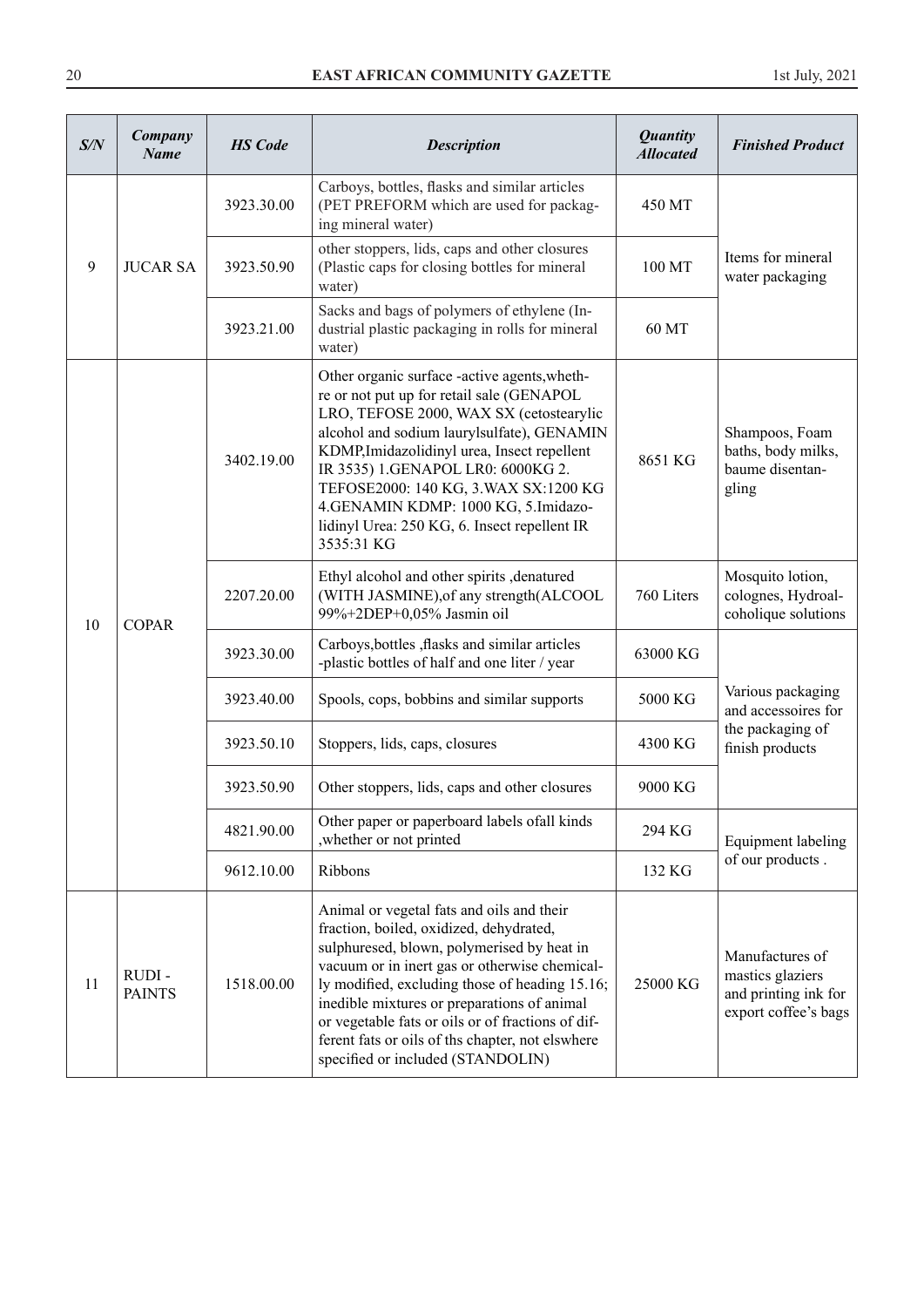| S/N | Company Name | HS Code | Description | Quantity Allocated | Finished Product |
|---|---|---|---|---|---|
| 9 | JUCAR SA | 3923.30.00 | Carboys, bottles, flasks and similar articles (PET PREFORM which are used for packaging mineral water) | 450 MT | Items for mineral water packaging |
| | | 3923.50.90 | other stoppers, lids, caps and other closures (Plastic caps for closing bottles for mineral water) | 100 MT | |
| | | 3923.21.00 | Sacks and bags of polymers of ethylene (Industrial plastic packaging in rolls for mineral water) | 60 MT | |
| 10 | COPAR | 3402.19.00 | Other organic surface -active agents,whethre or not put up for retail sale (GENAPOL LRO, TEFOSE 2000, WAX SX (cetostearylic alcohol and sodium laurylsulfate), GENAMIN KDMP,Imidazolidinyl urea, Insect repellent IR 3535) 1.GENAPOL LR0: 6000KG 2. TEFOSE2000: 140 KG, 3.WAX SX:1200 KG 4.GENAMIN KDMP: 1000 KG, 5.Imidazolidinyl Urea: 250 KG, 6. Insect repellent IR 3535:31 KG | 8651 KG | Shampoos, Foam baths, body milks, baume disentangling |
| | | 2207.20.00 | Ethyl alcohol and other spirits ,denatured (WITH JASMINE),of any strength(ALCOOL 99%+2DEP+0,05% Jasmin oil | 760 Liters | Mosquito lotion, colognes, Hydroalcoholique solutions |
| | | 3923.30.00 | Carboys,bottles ,flasks and similar articles -plastic bottles of half and one liter / year | 63000 KG | Various packaging and accessoires for the packaging of finish products |
| | | 3923.40.00 | Spools, cops, bobbins and similar supports | 5000 KG | |
| | | 3923.50.10 | Stoppers, lids, caps, closures | 4300 KG | |
| | | 3923.50.90 | Other stoppers, lids, caps and other closures | 9000 KG | |
| | | 4821.90.00 | Other paper or paperboard labels ofall kinds ,whether or not printed | 294 KG | Equipment labeling of our products . |
| | | 9612.10.00 | Ribbons | 132 KG | |
| 11 | RUDI - PAINTS | 1518.00.00 | Animal or vegetal fats and oils and their fraction, boiled, oxidized, dehydrated, sulphuresed, blown, polymerised by heat in vacuum or in inert gas or otherwise chemically modified, excluding those of heading 15.16; inedible mixtures or preparations of animal or vegetable fats or oils or of fractions of different fats or oils of ths chapter, not elswhere specified or included (STANDOLIN) | 25000 KG | Manufactures of mastics glaziers and printing ink for export coffee's bags |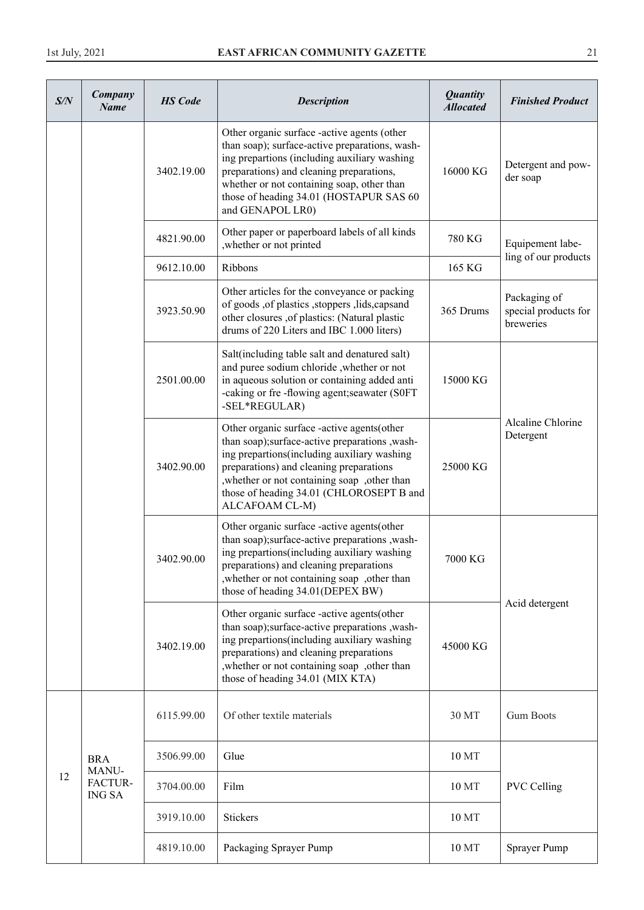| S/N | Company Name | HS Code | Description | Quantity Allocated | Finished Product |
|---|---|---|---|---|---|
| | | 3402.19.00 | Other organic surface -active agents (other than soap); surface-active preparations, washing prepartions (including auxiliary washing preparations) and cleaning preparations, whether or not containing soap, other than those of heading 34.01 (HOSTAPUR SAS 60 and GENAPOL LR0) | 16000 KG | Detergent and powder soap |
| | | 4821.90.00 | Other paper or paperboard labels of all kinds ,whether or not printed | 780 KG | Equipement labeling of our products |
| | | 9612.10.00 | Ribbons | 165 KG | |
| | | 3923.50.90 | Other articles for the conveyance or packing of goods ,of plastics ,stoppers ,lids,capsand other closures ,of plastics: (Natural plastic drums of 220 Liters and IBC 1.000 liters) | 365 Drums | Packaging of special products for breweries |
| | | 2501.00.00 | Salt(including table salt and denatured salt) and puree sodium chloride ,whether or not in aqueous solution or containing added anti -caking or fre -flowing agent;seawater (S0FT -SEL*REGULAR) | 15000 KG | Alcaline Chlorine Detergent |
| | | 3402.90.00 | Other organic surface -active agents(other than soap);surface-active preparations ,washing prepartions(including auxiliary washing preparations) and cleaning preparations ,whether or not containing soap ,other than those of heading 34.01 (CHLOROSEPT B and ALCAFOAM CL-M) | 25000 KG | |
| | | 3402.90.00 | Other organic surface -active agents(other than soap);surface-active preparations ,washing prepartions(including auxiliary washing preparations) and cleaning preparations ,whether or not containing soap ,other than those of heading 34.01(DEPEX BW) | 7000 KG | Acid detergent |
| | | 3402.19.00 | Other organic surface -active agents(other than soap);surface-active preparations ,washing prepartions(including auxiliary washing preparations) and cleaning preparations ,whether or not containing soap ,other than those of heading 34.01 (MIX KTA) | 45000 KG | |
| 12 | BRA MANUFACTURING SA | 6115.99.00 | Of other textile materials | 30 MT | Gum Boots |
| | | 3506.99.00 | Glue | 10 MT | PVC Celling |
| | | 3704.00.00 | Film | 10 MT | |
| | | 3919.10.00 | Stickers | 10 MT | |
| | | 4819.10.00 | Packaging Sprayer Pump | 10 MT | Sprayer Pump |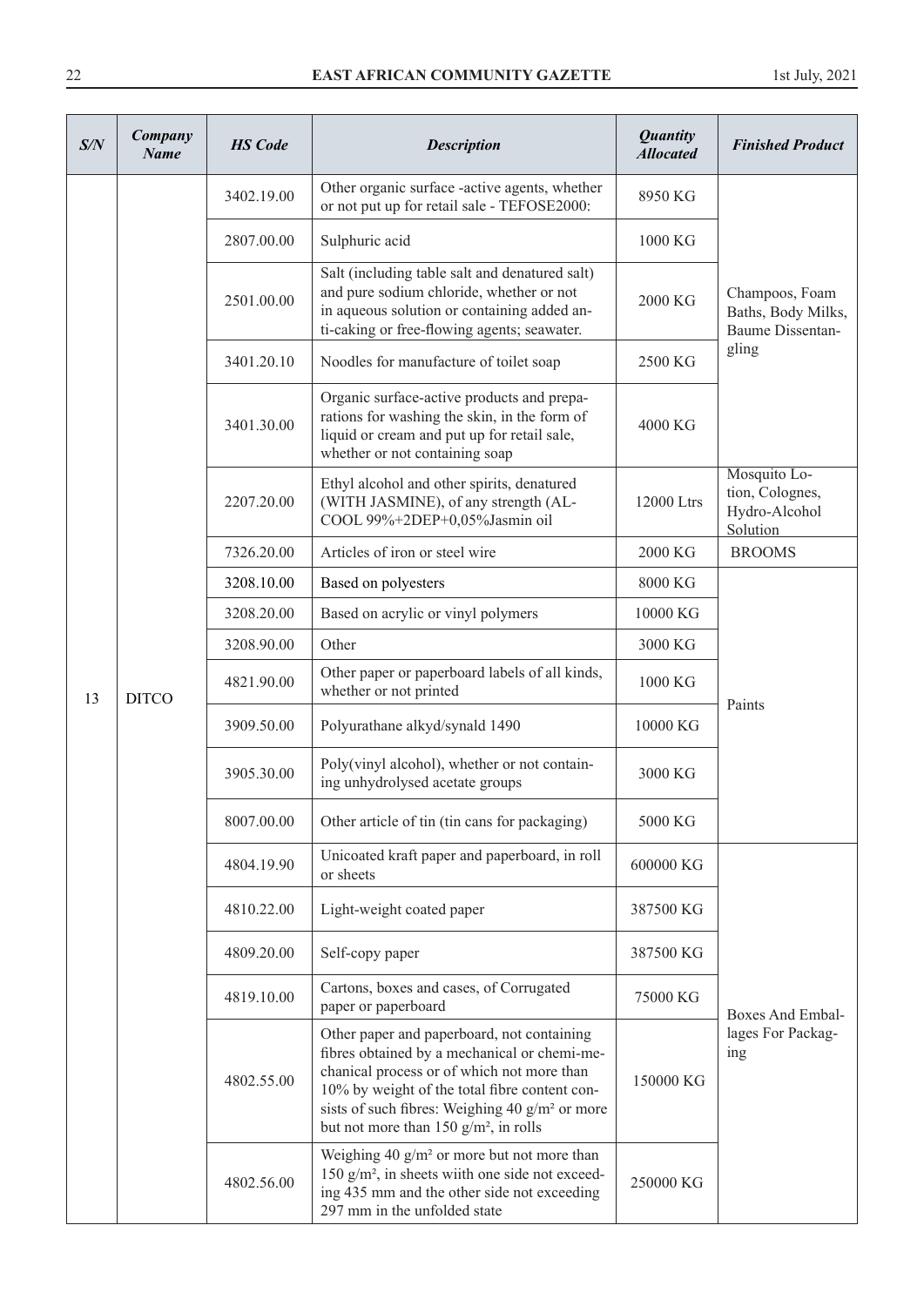| S/N | Company Name | HS Code | Description | Quantity Allocated | Finished Product |
|---|---|---|---|---|---|
| 13 | DITCO | 3402.19.00 | Other organic surface -active agents, whether or not put up for retail sale - TEFOSE2000: | 8950 KG | Champoos, Foam Baths, Body Milks, Baume Dissentangling |
| | | 2807.00.00 | Sulphuric acid | 1000 KG | |
| | | 2501.00.00 | Salt (including table salt and denatured salt) and pure sodium chloride, whether or not in aqueous solution or containing added anti-caking or free-flowing agents; seawater. | 2000 KG | |
| | | 3401.20.10 | Noodles for manufacture of toilet soap | 2500 KG | |
| | | 3401.30.00 | Organic surface-active products and preparations for washing the skin, in the form of liquid or cream and put up for retail sale, whether or not containing soap | 4000 KG | |
| | | 2207.20.00 | Ethyl alcohol and other spirits, denatured (WITH JASMINE), of any strength (ALCOOL 99%+2DEP+0,05%Jasmin oil | 12000 Ltrs | Mosquito Lotion, Colognes, Hydro-Alcohol Solution |
| | | 7326.20.00 | Articles of iron or steel wire | 2000 KG | BROOMS |
| | | 3208.10.00 | Based on polyesters | 8000 KG | Paints |
| | | 3208.20.00 | Based on acrylic or vinyl polymers | 10000 KG | |
| | | 3208.90.00 | Other | 3000 KG | |
| | | 4821.90.00 | Other paper or paperboard labels of all kinds, whether or not printed | 1000 KG | |
| | | 3909.50.00 | Polyurathane alkyd/synald 1490 | 10000 KG | |
| | | 3905.30.00 | Poly(vinyl alcohol), whether or not containing unhydrolysed acetate groups | 3000 KG | |
| | | 8007.00.00 | Other article of tin (tin cans for packaging) | 5000 KG | |
| | | 4804.19.90 | Unicoated kraft paper and paperboard, in roll or sheets | 600000 KG | Boxes And Emballages For Packaging |
| | | 4810.22.00 | Light-weight coated paper | 387500 KG | |
| | | 4809.20.00 | Self-copy paper | 387500 KG | |
| | | 4819.10.00 | Cartons, boxes and cases, of Corrugated paper or paperboard | 75000 KG | |
| | | 4802.55.00 | Other paper and paperboard, not containing fibres obtained by a mechanical or chemi-mechanical process or of which not more than 10% by weight of the total fibre content consists of such fibres: Weighing 40 g/m² or more but not more than 150 g/m², in rolls | 150000 KG | |
| | | 4802.56.00 | Weighing 40 g/m² or more but not more than 150 g/m², in sheets wiith one side not exceeding 435 mm and the other side not exceeding 297 mm in the unfolded state | 250000 KG | |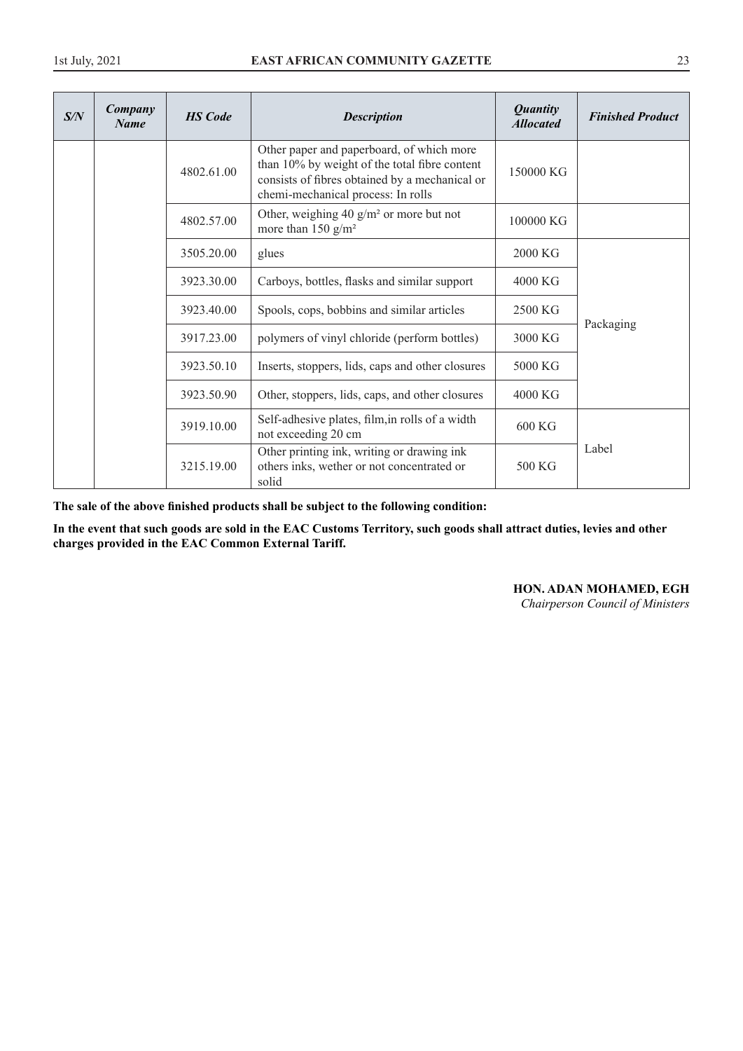| S/N | Company Name | HS Code | Description | Quantity Allocated | Finished Product |
|---|---|---|---|---|---|
| | | 4802.61.00 | Other paper and paperboard, of which more than 10% by weight of the total fibre content consists of fibres obtained by a mechanical or chemi-mechanical process: In rolls | 150000 KG | |
| | | 4802.57.00 | Other, weighing 40 g/m² or more but not more than 150 g/m² | 100000 KG | |
| | | 3505.20.00 | glues | 2000 KG | Packaging |
| | | 3923.30.00 | Carboys, bottles, flasks and similar support | 4000 KG | |
| | | 3923.40.00 | Spools, cops, bobbins and similar articles | 2500 KG | |
| | | 3917.23.00 | polymers of vinyl chloride (perform bottles) | 3000 KG | |
| | | 3923.50.10 | Inserts, stoppers, lids, caps and other closures | 5000 KG | |
| | | 3923.50.90 | Other, stoppers, lids, caps, and other closures | 4000 KG | |
| | | 3919.10.00 | Self-adhesive plates, film,in rolls of a width not exceeding 20 cm | 600 KG | Label |
| | | 3215.19.00 | Other printing ink, writing or drawing ink others inks, wether or not concentrated or solid | 500 KG | |

**The sale of the above finished products shall be subject to the following condition:**

**In the event that such goods are sold in the EAC Customs Territory, such goods shall attract duties, levies and other charges provided in the EAC Common External Tariff.**

**HON. ADAN MOHAMED, EGH**
*Chairperson Council of Ministers*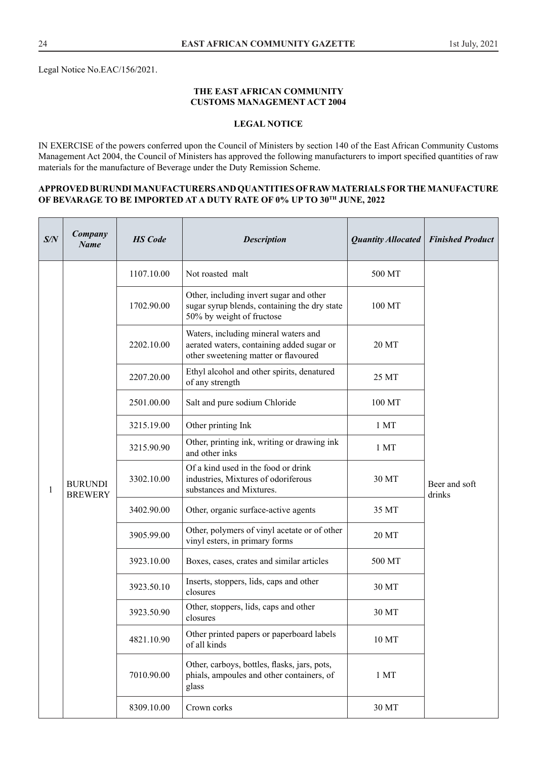Legal Notice No.EAC/156/2021.

**THE EAST AFRICAN COMMUNITY**
**CUSTOMS MANAGEMENT ACT 2004**

**LEGAL NOTICE**

IN EXERCISE of the powers conferred upon the Council of Ministers by section 140 of the East African Community Customs Management Act 2004, the Council of Ministers has approved the following manufacturers to import specified quantities of raw materials for the manufacture of Beverage under the Duty Remission Scheme.

**APPROVED BURUNDI MANUFACTURERS AND QUANTITIES OF RAW MATERIALS FOR THE MANUFACTURE OF BEVARAGE TO BE IMPORTED AT A DUTY RATE OF 0% UP TO 30TH JUNE, 2022**

| *S/N* | *Company Name* | *HS Code* | *Description* | *Quantity Allocated* | *Finished Product* |
|---|---|---|---|---|---|
| 1 | BURUNDI BREWERY | 1107.10.00 | Not roasted malt | 500 MT | Beer and soft drinks |
| | | 1702.90.00 | Other, including invert sugar and other sugar syrup blends, containing the dry state 50% by weight of fructose | 100 MT | |
| | | 2202.10.00 | Waters, including mineral waters and aerated waters, containing added sugar or other sweetening matter or flavoured | 20 MT | |
| | | 2207.20.00 | Ethyl alcohol and other spirits, denatured of any strength | 25 MT | |
| | | 2501.00.00 | Salt and pure sodium Chloride | 100 MT | |
| | | 3215.19.00 | Other printing Ink | 1 MT | |
| | | 3215.90.90 | Other, printing ink, writing or drawing ink and other inks | 1 MT | |
| | | 3302.10.00 | Of a kind used in the food or drink industries, Mixtures of odoriferous substances and Mixtures. | 30 MT | |
| | | 3402.90.00 | Other, organic surface-active agents | 35 MT | |
| | | 3905.99.00 | Other, polymers of vinyl acetate or of other vinyl esters, in primary forms | 20 MT | |
| | | 3923.10.00 | Boxes, cases, crates and similar articles | 500 MT | |
| | | 3923.50.10 | Inserts, stoppers, lids, caps and other closures | 30 MT | |
| | | 3923.50.90 | Other, stoppers, lids, caps and other closures | 30 MT | |
| | | 4821.10.90 | Other printed papers or paperboard labels of all kinds | 10 MT | |
| | | 7010.90.00 | Other, carboys, bottles, flasks, jars, pots, phials, ampoules and other containers, of glass | 1 MT | |
| | | 8309.10.00 | Crown corks | 30 MT | |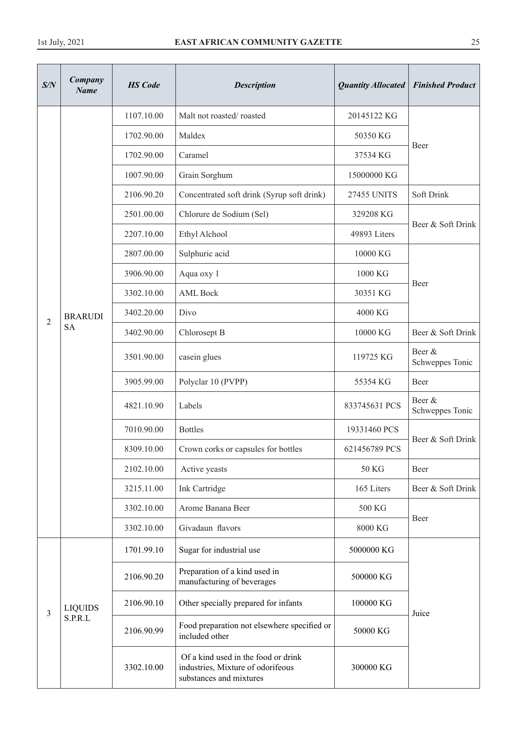| S/N | Company Name | HS Code | Description | Quantity Allocated | Finished Product |
|---|---|---|---|---|---|
| 2 | BRARUDI SA | 1107.10.00 | Malt not roasted/ roasted | 20145122 KG | Beer |
| | | 1702.90.00 | Maldex | 50350 KG | |
| | | 1702.90.00 | Caramel | 37534 KG | |
| | | 1007.90.00 | Grain Sorghum | 15000000 KG | |
| | | 2106.90.20 | Concentrated soft drink (Syrup soft drink) | 27455 UNITS | Soft Drink |
| | | 2501.00.00 | Chlorure de Sodium (Sel) | 329208 KG | Beer & Soft Drink |
| | | 2207.10.00 | Ethyl Alchool | 49893 Liters | |
| | | 2807.00.00 | Sulphuric acid | 10000 KG | Beer |
| | | 3906.90.00 | Aqua oxy 1 | 1000 KG | |
| | | 3302.10.00 | AML Bock | 30351 KG | |
| | | 3402.20.00 | Divo | 4000 KG | |
| | | 3402.90.00 | Chlorosept B | 10000 KG | Beer & Soft Drink |
| | | 3501.90.00 | casein glues | 119725 KG | Beer & Schweppes Tonic |
| | | 3905.99.00 | Polyclar 10 (PVPP) | 55354 KG | Beer |
| | | 4821.10.90 | Labels | 833745631 PCS | Beer & Schweppes Tonic |
| | | 7010.90.00 | Bottles | 19331460 PCS | Beer & Soft Drink |
| | | 8309.10.00 | Crown corks or capsules for bottles | 621456789 PCS | |
| | | 2102.10.00 | Active yeasts | 50 KG | Beer |
| | | 3215.11.00 | Ink Cartridge | 165 Liters | Beer & Soft Drink |
| | | 3302.10.00 | Arome Banana Beer | 500 KG | Beer |
| | | 3302.10.00 | Givadaun flavors | 8000 KG | |
| 3 | LIQUIDS S.P.R.L | 1701.99.10 | Sugar for industrial use | 5000000 KG | Juice |
| | | 2106.90.20 | Preparation of a kind used in manufacturing of beverages | 500000 KG | |
| | | 2106.90.10 | Other specially prepared for infants | 100000 KG | |
| | | 2106.90.99 | Food preparation not elsewhere specified or included other | 50000 KG | |
| | | 3302.10.00 | Of a kind used in the food or drink industries, Mixture of odorifeous substances and mixtures | 300000 KG | |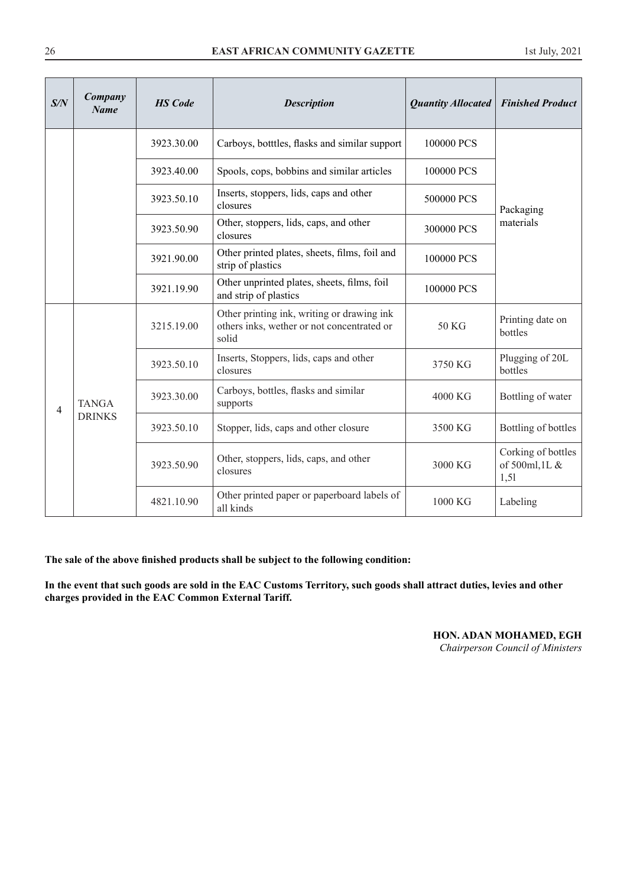| S/N | Company Name | HS Code | Description | Quantity Allocated | Finished Product |
|---|---|---|---|---|---|
| | | 3923.30.00 | Carboys, botttles, flasks and similar support | 100000 PCS | Packaging materials |
| | | 3923.40.00 | Spools, cops, bobbins and similar articles | 100000 PCS | |
| | | 3923.50.10 | Inserts, stoppers, lids, caps and other closures | 500000 PCS | |
| | | 3923.50.90 | Other, stoppers, lids, caps, and other closures | 300000 PCS | |
| | | 3921.90.00 | Other printed plates, sheets, films, foil and strip of plastics | 100000 PCS | |
| | | 3921.19.90 | Other unprinted plates, sheets, films, foil and strip of plastics | 100000 PCS | |
| 4 | TANGA DRINKS | 3215.19.00 | Other printing ink, writing or drawing ink others inks, wether or not concentrated or solid | 50 KG | Printing date on bottles |
| | | 3923.50.10 | Inserts, Stoppers, lids, caps and other closures | 3750 KG | Plugging of 20L bottles |
| | | 3923.30.00 | Carboys, bottles, flasks and similar supports | 4000 KG | Bottling of water |
| | | 3923.50.10 | Stopper, lids, caps and other closure | 3500 KG | Bottling of bottles |
| | | 3923.50.90 | Other, stoppers, lids, caps, and other closures | 3000 KG | Corking of bottles of 500ml,1L & 1,5l |
| | | 4821.10.90 | Other printed paper or paperboard labels of all kinds | 1000 KG | Labeling |

**The sale of the above finished products shall be subject to the following condition:**

**In the event that such goods are sold in the EAC Customs Territory, such goods shall attract duties, levies and other charges provided in the EAC Common External Tariff.**

**HON. ADAN MOHAMED, EGH**
*Chairperson Council of Ministers*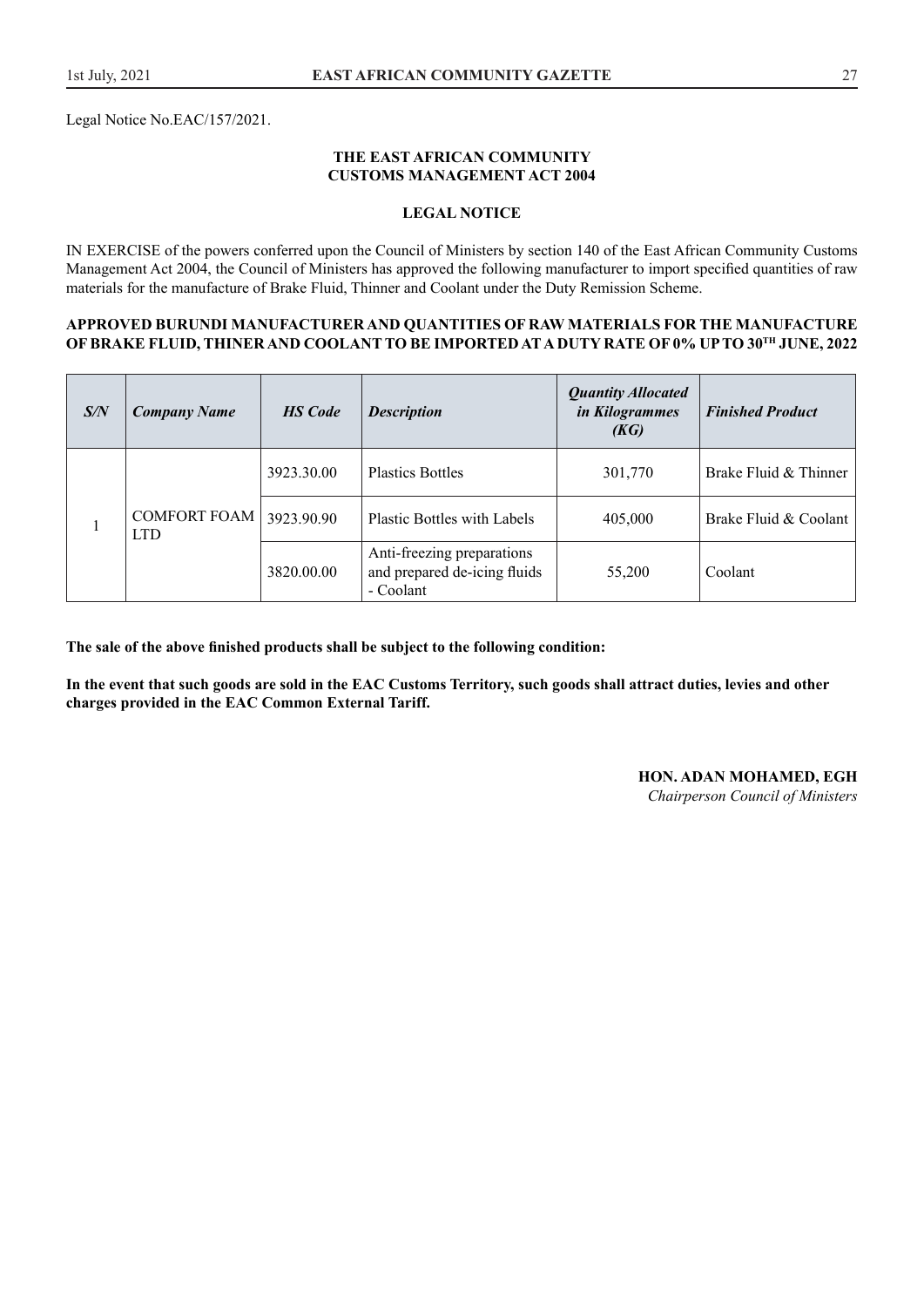Legal Notice No.EAC/157/2021.

**THE EAST AFRICAN COMMUNITY**
**CUSTOMS MANAGEMENT ACT 2004**

**LEGAL NOTICE**

IN EXERCISE of the powers conferred upon the Council of Ministers by section 140 of the East African Community Customs Management Act 2004, the Council of Ministers has approved the following manufacturer to import specified quantities of raw materials for the manufacture of Brake Fluid, Thinner and Coolant under the Duty Remission Scheme.

**APPROVED BURUNDI MANUFACTURER AND QUANTITIES OF RAW MATERIALS FOR THE MANUFACTURE OF BRAKE FLUID, THINER AND COOLANT TO BE IMPORTED AT A DUTY RATE OF 0% UP TO 30TH JUNE, 2022**

| *S/N* | *Company Name* | *HS Code* | *Description* | *Quantity Allocated in Kilogrammes (KG)* | *Finished Product* |
|---|---|---|---|---|---|
| 1 | COMFORT FOAM LTD | 3923.30.00 | Plastics Bottles | 301,770 | Brake Fluid & Thinner |
| | | 3923.90.90 | Plastic Bottles with Labels | 405,000 | Brake Fluid & Coolant |
| | | 3820.00.00 | Anti-freezing preparations and prepared de-icing fluids - Coolant | 55,200 | Coolant |

**The sale of the above finished products shall be subject to the following condition:**

**In the event that such goods are sold in the EAC Customs Territory, such goods shall attract duties, levies and other charges provided in the EAC Common External Tariff.**

**HON. ADAN MOHAMED, EGH**
*Chairperson Council of Ministers*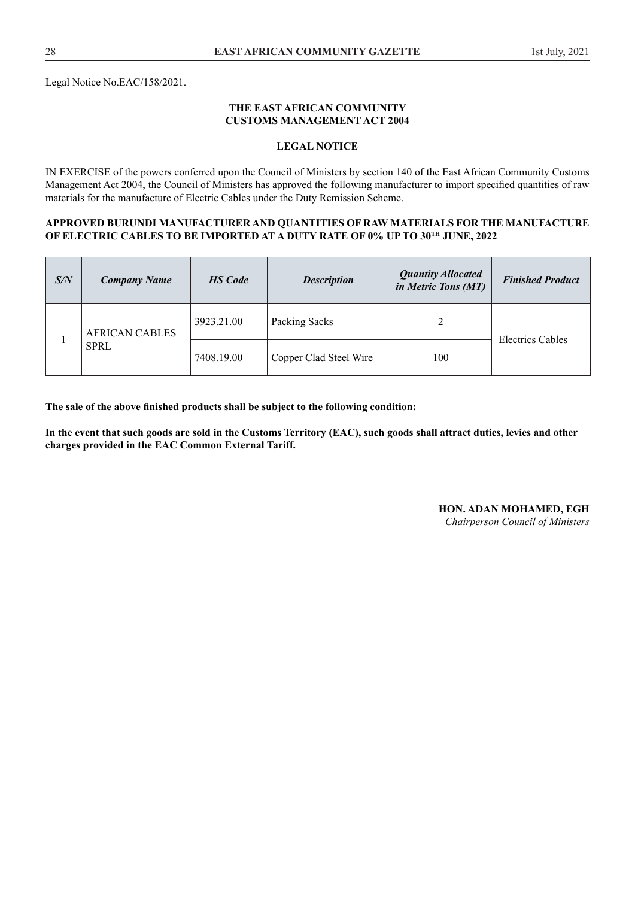Legal Notice No.EAC/158/2021.

**THE EAST AFRICAN COMMUNITY**
**CUSTOMS MANAGEMENT ACT 2004**

**LEGAL NOTICE**

IN EXERCISE of the powers conferred upon the Council of Ministers by section 140 of the East African Community Customs Management Act 2004, the Council of Ministers has approved the following manufacturer to import specified quantities of raw materials for the manufacture of Electric Cables under the Duty Remission Scheme.

**APPROVED BURUNDI MANUFACTURER AND QUANTITIES OF RAW MATERIALS FOR THE MANUFACTURE OF ELECTRIC CABLES TO BE IMPORTED AT A DUTY RATE OF 0% UP TO 30TH JUNE, 2022**

| *S/N* | *Company Name* | *HS Code* | *Description* | *Quantity Allocated in Metric Tons (MT)* | *Finished Product* |
|---|---|---|---|---|---|
| 1 | AFRICAN CABLES SPRL | 3923.21.00 | Packing Sacks | 2 | Electrics Cables |
| | | 7408.19.00 | Copper Clad Steel Wire | 100 | |

**The sale of the above finished products shall be subject to the following condition:**

**In the event that such goods are sold in the Customs Territory (EAC), such goods shall attract duties, levies and other charges provided in the EAC Common External Tariff.**

**HON. ADAN MOHAMED, EGH**
*Chairperson Council of Ministers*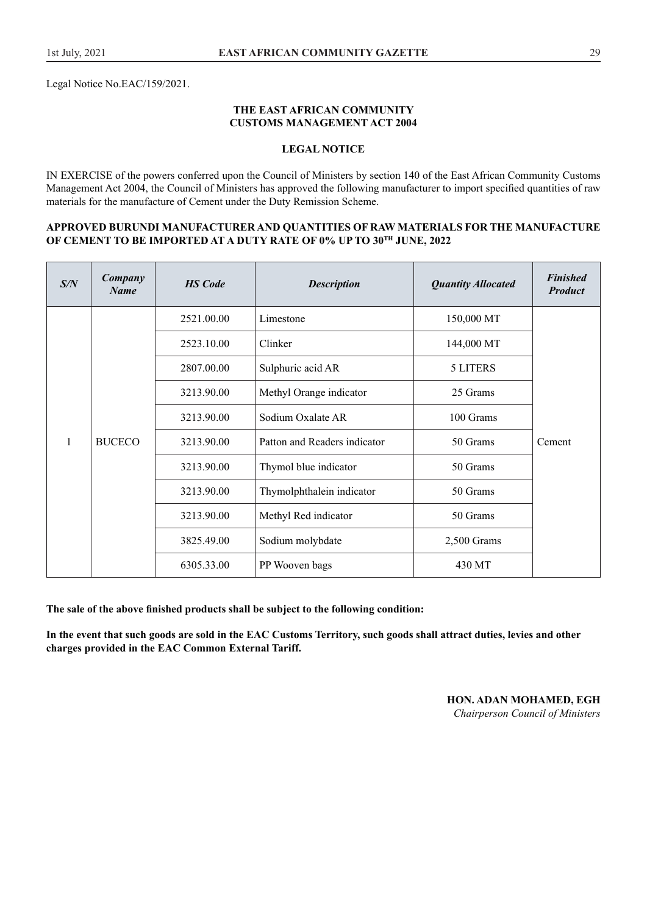Legal Notice No.EAC/159/2021.

**THE EAST AFRICAN COMMUNITY**
**CUSTOMS MANAGEMENT ACT 2004**

**LEGAL NOTICE**

IN EXERCISE of the powers conferred upon the Council of Ministers by section 140 of the East African Community Customs Management Act 2004, the Council of Ministers has approved the following manufacturer to import specified quantities of raw materials for the manufacture of Cement under the Duty Remission Scheme.

**APPROVED BURUNDI MANUFACTURER AND QUANTITIES OF RAW MATERIALS FOR THE MANUFACTURE OF CEMENT TO BE IMPORTED AT A DUTY RATE OF 0% UP TO 30TH JUNE, 2022**

| *S/N* | *Company Name* | *HS Code* | *Description* | *Quantity Allocated* | *Finished Product* |
|---|---|---|---|---|---|
| 1 | BUCECO | 2521.00.00 | Limestone | 150,000 MT | Cement |
| | | 2523.10.00 | Clinker | 144,000 MT | |
| | | 2807.00.00 | Sulphuric acid AR | 5 LITERS | |
| | | 3213.90.00 | Methyl Orange indicator | 25 Grams | |
| | | 3213.90.00 | Sodium Oxalate AR | 100 Grams | |
| | | 3213.90.00 | Patton and Readers indicator | 50 Grams | |
| | | 3213.90.00 | Thymol blue indicator | 50 Grams | |
| | | 3213.90.00 | Thymolphthalein indicator | 50 Grams | |
| | | 3213.90.00 | Methyl Red indicator | 50 Grams | |
| | | 3825.49.00 | Sodium molybdate | 2,500 Grams | |
| | | 6305.33.00 | PP Wooven bags | 430 MT | |

**The sale of the above finished products shall be subject to the following condition:**

**In the event that such goods are sold in the EAC Customs Territory, such goods shall attract duties, levies and other charges provided in the EAC Common External Tariff.**

**HON. ADAN MOHAMED, EGH**
*Chairperson Council of Ministers*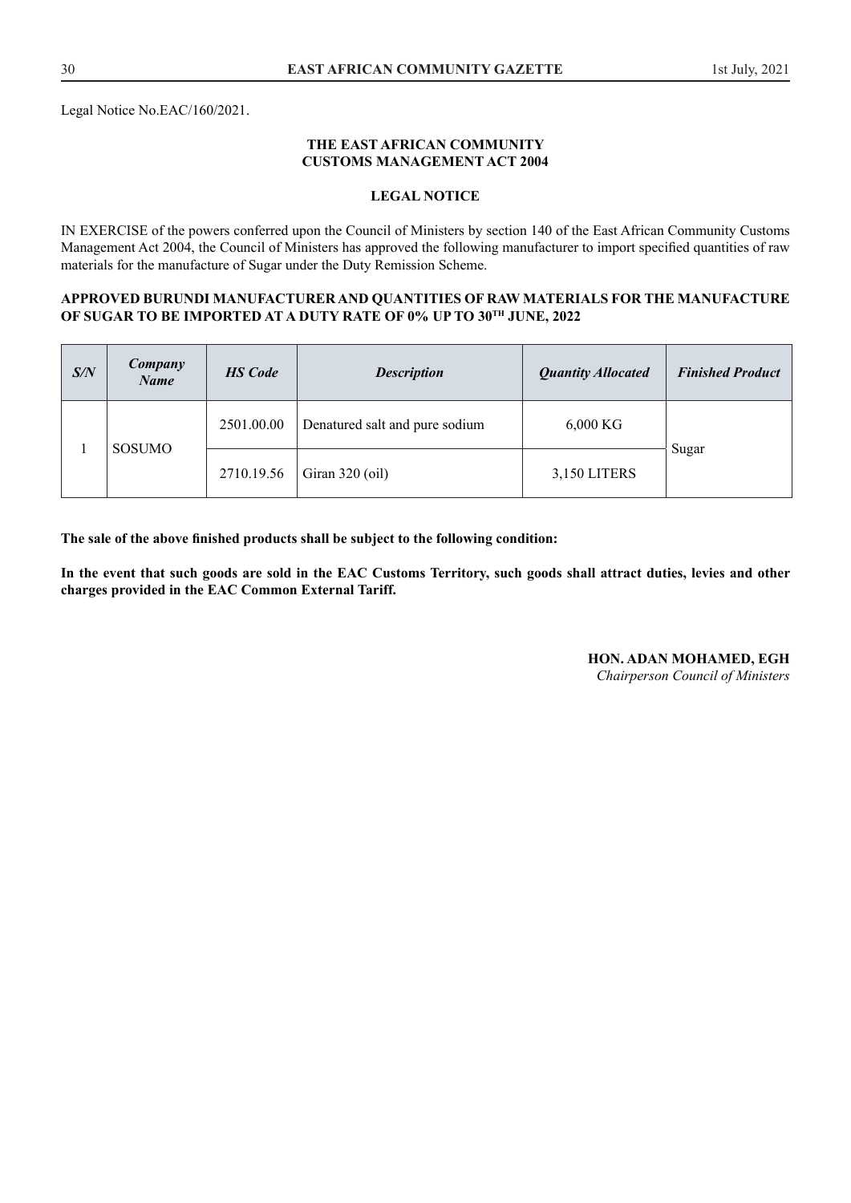Legal Notice No.EAC/160/2021.

**THE EAST AFRICAN COMMUNITY**
**CUSTOMS MANAGEMENT ACT 2004**

**LEGAL NOTICE**

IN EXERCISE of the powers conferred upon the Council of Ministers by section 140 of the East African Community Customs Management Act 2004, the Council of Ministers has approved the following manufacturer to import specified quantities of raw materials for the manufacture of Sugar under the Duty Remission Scheme.

**APPROVED BURUNDI MANUFACTURER AND QUANTITIES OF RAW MATERIALS FOR THE MANUFACTURE OF SUGAR TO BE IMPORTED AT A DUTY RATE OF 0% UP TO 30TH JUNE, 2022**

| *S/N* | *Company Name* | *HS Code* | *Description* | *Quantity Allocated* | *Finished Product* |
|---|---|---|---|---|---|
| 1 | SOSUMO | 2501.00.00 | Denatured salt and pure sodium | 6,000 KG | Sugar |
| | | 2710.19.56 | Giran 320 (oil) | 3,150 LITERS | |

**The sale of the above finished products shall be subject to the following condition:**

**In the event that such goods are sold in the EAC Customs Territory, such goods shall attract duties, levies and other charges provided in the EAC Common External Tariff.**

**HON. ADAN MOHAMED, EGH**
*Chairperson Council of Ministers*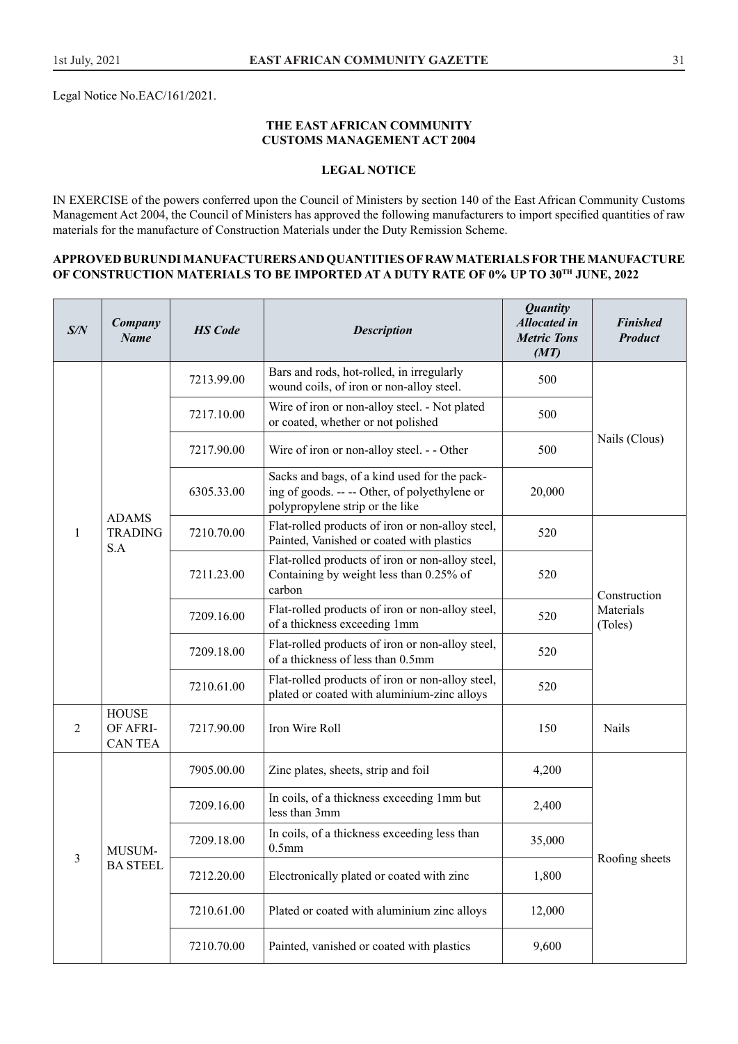Legal Notice No.EAC/161/2021.

**THE EAST AFRICAN COMMUNITY**
**CUSTOMS MANAGEMENT ACT 2004**

**LEGAL NOTICE**

IN EXERCISE of the powers conferred upon the Council of Ministers by section 140 of the East African Community Customs Management Act 2004, the Council of Ministers has approved the following manufacturers to import specified quantities of raw materials for the manufacture of Construction Materials under the Duty Remission Scheme.

**APPROVED BURUNDI MANUFACTURERS AND QUANTITIES OF RAW MATERIALS FOR THE MANUFACTURE OF CONSTRUCTION MATERIALS TO BE IMPORTED AT A DUTY RATE OF 0% UP TO 30TH JUNE, 2022**

| *S/N* | *Company Name* | *HS Code* | *Description* | *Quantity Allocated in Metric Tons (MT)* | *Finished Product* |
|---|---|---|---|---|---|
| 1 | ADAMS TRADING S.A | 7213.99.00 | Bars and rods, hot-rolled, in irregularly wound coils, of iron or non-alloy steel. | 500 | Nails (Clous) |
| | | 7217.10.00 | Wire of iron or non-alloy steel. - Not plated or coated, whether or not polished | 500 | |
| | | 7217.90.00 | Wire of iron or non-alloy steel. - - Other | 500 | |
| | | 6305.33.00 | Sacks and bags, of a kind used for the packing of goods. -- -- Other, of polyethylene or polypropylene strip or the like | 20,000 | |
| | | 7210.70.00 | Flat-rolled products of iron or non-alloy steel, Painted, Vanished or coated with plastics | 520 | Construction Materials (Toles) |
| | | 7211.23.00 | Flat-rolled products of iron or non-alloy steel, Containing by weight less than 0.25% of carbon | 520 | |
| | | 7209.16.00 | Flat-rolled products of iron or non-alloy steel, of a thickness exceeding 1mm | 520 | |
| | | 7209.18.00 | Flat-rolled products of iron or non-alloy steel, of a thickness of less than 0.5mm | 520 | |
| | | 7210.61.00 | Flat-rolled products of iron or non-alloy steel, plated or coated with aluminium-zinc alloys | 520 | |
| 2 | HOUSE OF AFRICAN TEA | 7217.90.00 | Iron Wire Roll | 150 | Nails |
| 3 | MUSUMBA STEEL | 7905.00.00 | Zinc plates, sheets, strip and foil | 4,200 | Roofing sheets |
| | | 7209.16.00 | In coils, of a thickness exceeding 1mm but less than 3mm | 2,400 | |
| | | 7209.18.00 | In coils, of a thickness exceeding less than 0.5mm | 35,000 | |
| | | 7212.20.00 | Electronically plated or coated with zinc | 1,800 | |
| | | 7210.61.00 | Plated or coated with aluminium zinc alloys | 12,000 | |
| | | 7210.70.00 | Painted, vanished or coated with plastics | 9,600 | |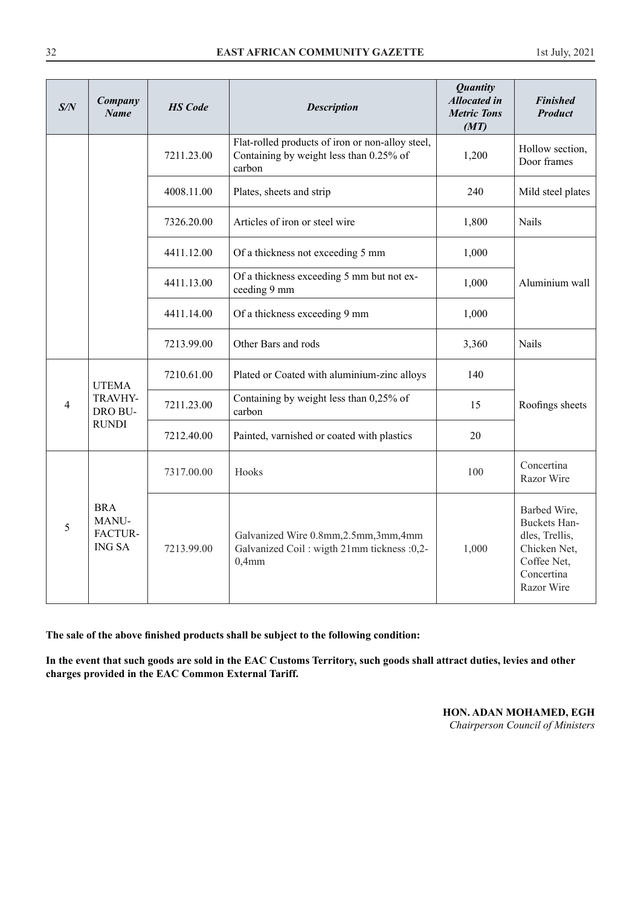| S/N | Company Name | HS Code | Description | Quantity Allocated in Metric Tons (MT) | Finished Product |
|---|---|---|---|---|---|
| | | 7211.23.00 | Flat-rolled products of iron or non-alloy steel, Containing by weight less than 0.25% of carbon | 1,200 | Hollow section, Door frames |
| | | 4008.11.00 | Plates, sheets and strip | 240 | Mild steel plates |
| | | 7326.20.00 | Articles of iron or steel wire | 1,800 | Nails |
| | | 4411.12.00 | Of a thickness not exceeding 5 mm | 1,000 | Aluminium wall |
| | | 4411.13.00 | Of a thickness exceeding 5 mm but not exceeding 9 mm | 1,000 | |
| | | 4411.14.00 | Of a thickness exceeding 9 mm | 1,000 | |
| | | 7213.99.00 | Other Bars and rods | 3,360 | Nails |
| 4 | UTEMA TRAVHYDRO BURUNDI | 7210.61.00 | Plated or Coated with aluminium-zinc alloys | 140 | Roofings sheets |
| | | 7211.23.00 | Containing by weight less than 0,25% of carbon | 15 | |
| | | 7212.40.00 | Painted, varnished or coated with plastics | 20 | |
| 5 | BRA MANUFACTURING SA | 7317.00.00 | Hooks | 100 | Concertina Razor Wire |
| | | 7213.99.00 | Galvanized Wire 0.8mm,2.5mm,3mm,4mm Galvanized Coil : wigth 21mm tickness :0,2-0,4mm | 1,000 | Barbed Wire, Buckets Handles, Trellis, Chicken Net, Coffee Net, Concertina Razor Wire |

**The sale of the above finished products shall be subject to the following condition:**

**In the event that such goods are sold in the EAC Customs Territory, such goods shall attract duties, levies and other charges provided in the EAC Common External Tariff.**

**HON. ADAN MOHAMED, EGH**
*Chairperson Council of Ministers*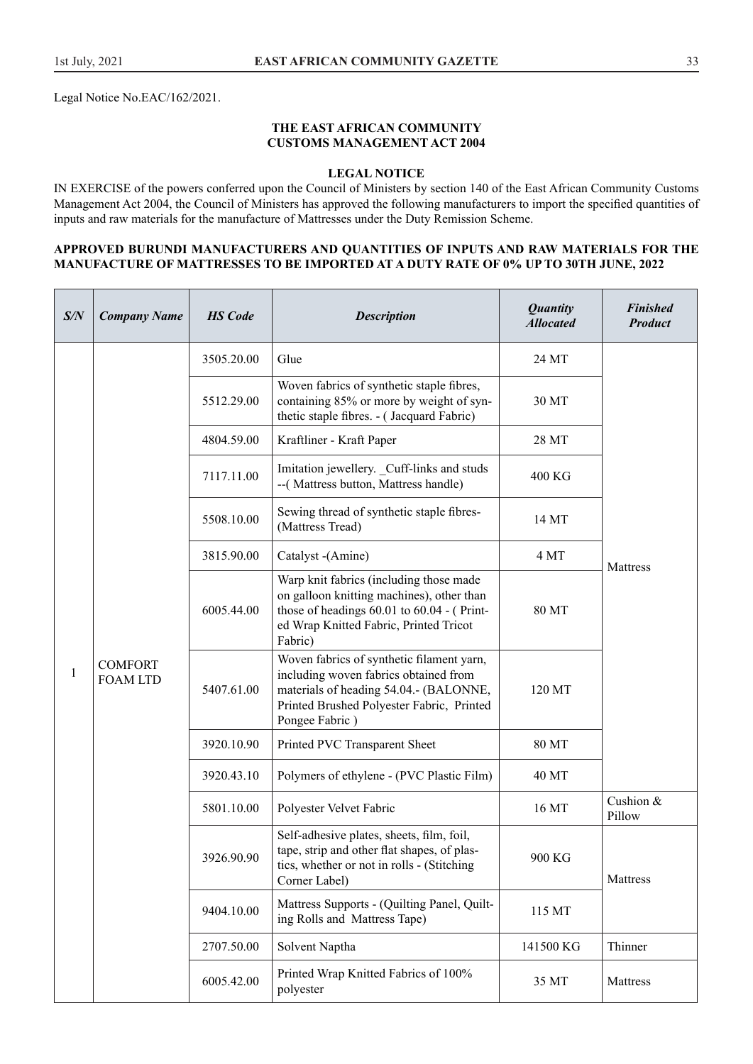Legal Notice No.EAC/162/2021.

**THE EAST AFRICAN COMMUNITY**
**CUSTOMS MANAGEMENT ACT 2004**

**LEGAL NOTICE**

IN EXERCISE of the powers conferred upon the Council of Ministers by section 140 of the East African Community Customs Management Act 2004, the Council of Ministers has approved the following manufacturers to import the specified quantities of inputs and raw materials for the manufacture of Mattresses under the Duty Remission Scheme.

**APPROVED BURUNDI MANUFACTURERS AND QUANTITIES OF INPUTS AND RAW MATERIALS FOR THE MANUFACTURE OF MATTRESSES TO BE IMPORTED AT A DUTY RATE OF 0% UP TO 30TH JUNE, 2022**

| *S/N* | *Company Name* | *HS Code* | *Description* | *Quantity Allocated* | *Finished Product* |
|---|---|---|---|---|---|
| 1 | COMFORT FOAM LTD | 3505.20.00 | Glue | 24 MT | Mattress |
| | | 5512.29.00 | Woven fabrics of synthetic staple fibres, containing 85% or more by weight of synthetic staple fibres. - ( Jacquard Fabric) | 30 MT | |
| | | 4804.59.00 | Kraftliner - Kraft Paper | 28 MT | |
| | | 7117.11.00 | Imitation jewellery. _Cuff-links and studs --( Mattress button, Mattress handle) | 400 KG | |
| | | 5508.10.00 | Sewing thread of synthetic staple fibres- (Mattress Tread) | 14 MT | |
| | | 3815.90.00 | Catalyst -(Amine) | 4 MT | |
| | | 6005.44.00 | Warp knit fabrics (including those made on galloon knitting machines), other than those of headings 60.01 to 60.04 - ( Printed Wrap Knitted Fabric, Printed Tricot Fabric) | 80 MT | |
| | | 5407.61.00 | Woven fabrics of synthetic filament yarn, including woven fabrics obtained from materials of heading 54.04.- (BALONNE, Printed Brushed Polyester Fabric, Printed Pongee Fabric ) | 120 MT | |
| | | 3920.10.90 | Printed PVC Transparent Sheet | 80 MT | |
| | | 3920.43.10 | Polymers of ethylene - (PVC Plastic Film) | 40 MT | |
| | | 5801.10.00 | Polyester Velvet Fabric | 16 MT | Cushion & Pillow |
| | | 3926.90.90 | Self-adhesive plates, sheets, film, foil, tape, strip and other flat shapes, of plastics, whether or not in rolls - (Stitching Corner Label) | 900 KG | Mattress |
| | | 9404.10.00 | Mattress Supports - (Quilting Panel, Quilting Rolls and Mattress Tape) | 115 MT | |
| | | 2707.50.00 | Solvent Naptha | 141500 KG | Thinner |
| | | 6005.42.00 | Printed Wrap Knitted Fabrics of 100% polyester | 35 MT | Mattress |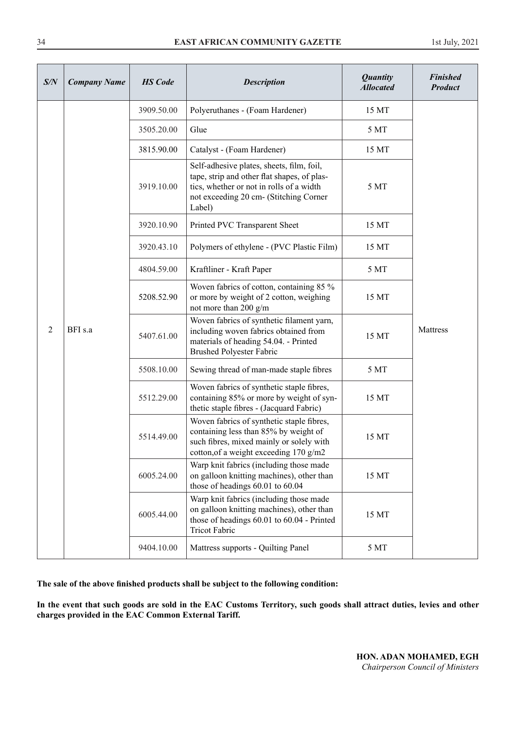| *S/N* | *Company Name* | *HS Code* | *Description* | *Quantity Allocated* | *Finished Product* |
|---|---|---|---|---|---|
| 2 | BFI s.a | 3909.50.00 | Polyeruthanes - (Foam Hardener) | 15 MT | Mattress |
| | | 3505.20.00 | Glue | 5 MT | |
| | | 3815.90.00 | Catalyst - (Foam Hardener) | 15 MT | |
| | | 3919.10.00 | Self-adhesive plates, sheets, film, foil, tape, strip and other flat shapes, of plastics, whether or not in rolls of a width not exceeding 20 cm- (Stitching Corner Label) | 5 MT | |
| | | 3920.10.90 | Printed PVC Transparent Sheet | 15 MT | |
| | | 3920.43.10 | Polymers of ethylene - (PVC Plastic Film) | 15 MT | |
| | | 4804.59.00 | Kraftliner - Kraft Paper | 5 MT | |
| | | 5208.52.90 | Woven fabrics of cotton, containing 85 % or more by weight of 2 cotton, weighing not more than 200 g/m | 15 MT | |
| | | 5407.61.00 | Woven fabrics of synthetic filament yarn, including woven fabrics obtained from materials of heading 54.04. - Printed Brushed Polyester Fabric | 15 MT | |
| | | 5508.10.00 | Sewing thread of man-made staple fibres | 5 MT | |
| | | 5512.29.00 | Woven fabrics of synthetic staple fibres, containing 85% or more by weight of synthetic staple fibres - (Jacquard Fabric) | 15 MT | |
| | | 5514.49.00 | Woven fabrics of synthetic staple fibres, containing less than 85% by weight of such fibres, mixed mainly or solely with cotton,of a weight exceeding 170 g/m2 | 15 MT | |
| | | 6005.24.00 | Warp knit fabrics (including those made on galloon knitting machines), other than those of headings 60.01 to 60.04 | 15 MT | |
| | | 6005.44.00 | Warp knit fabrics (including those made on galloon knitting machines), other than those of headings 60.01 to 60.04 - Printed Tricot Fabric | 15 MT | |
| | | 9404.10.00 | Mattress supports - Quilting Panel | 5 MT | |

**The sale of the above finished products shall be subject to the following condition:**

**In the event that such goods are sold in the EAC Customs Territory, such goods shall attract duties, levies and other charges provided in the EAC Common External Tariff.**

**HON. ADAN MOHAMED, EGH**
*Chairperson Council of Ministers*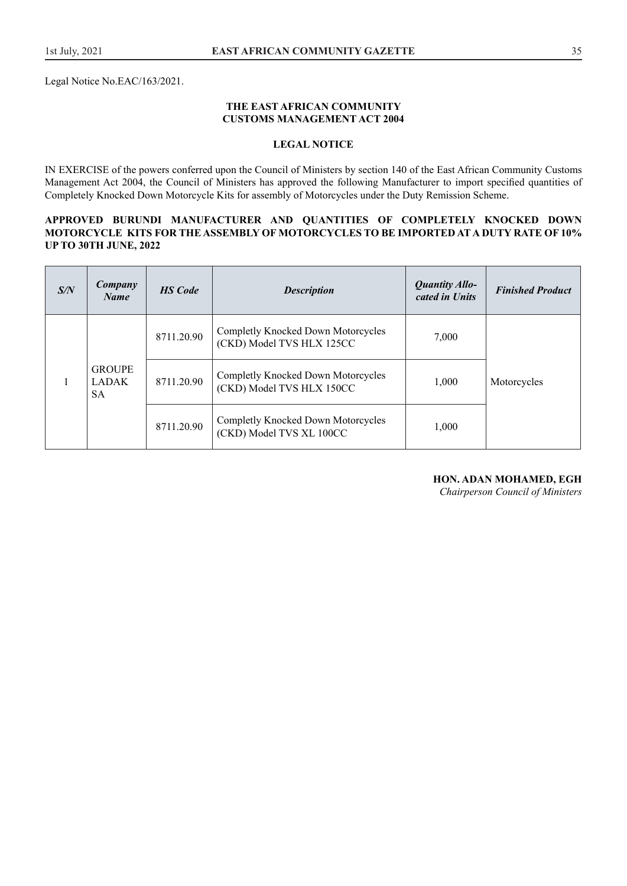Legal Notice No.EAC/163/2021.

**THE EAST AFRICAN COMMUNITY**
**CUSTOMS MANAGEMENT ACT 2004**

**LEGAL NOTICE**

IN EXERCISE of the powers conferred upon the Council of Ministers by section 140 of the East African Community Customs Management Act 2004, the Council of Ministers has approved the following Manufacturer to import specified quantities of Completely Knocked Down Motorcycle Kits for assembly of Motorcycles under the Duty Remission Scheme.

**APPROVED BURUNDI MANUFACTURER AND QUANTITIES OF COMPLETELY KNOCKED DOWN MOTORCYCLE KITS FOR THE ASSEMBLY OF MOTORCYCLES TO BE IMPORTED AT A DUTY RATE OF 10% UP TO 30TH JUNE, 2022**

| *S/N* | *Company Name* | *HS Code* | *Description* | *Quantity Allocated in Units* | *Finished Product* |
|---|---|---|---|---|---|
| 1 | GROUPE LADAK SA | 8711.20.90 | Completly Knocked Down Motorcycles (CKD) Model TVS HLX 125CC | 7,000 | Motorcycles |
| | | 8711.20.90 | Completly Knocked Down Motorcycles (CKD) Model TVS HLX 150CC | 1,000 | |
| | | 8711.20.90 | Completly Knocked Down Motorcycles (CKD) Model TVS XL 100CC | 1,000 | |

**HON. ADAN MOHAMED, EGH**
*Chairperson Council of Ministers*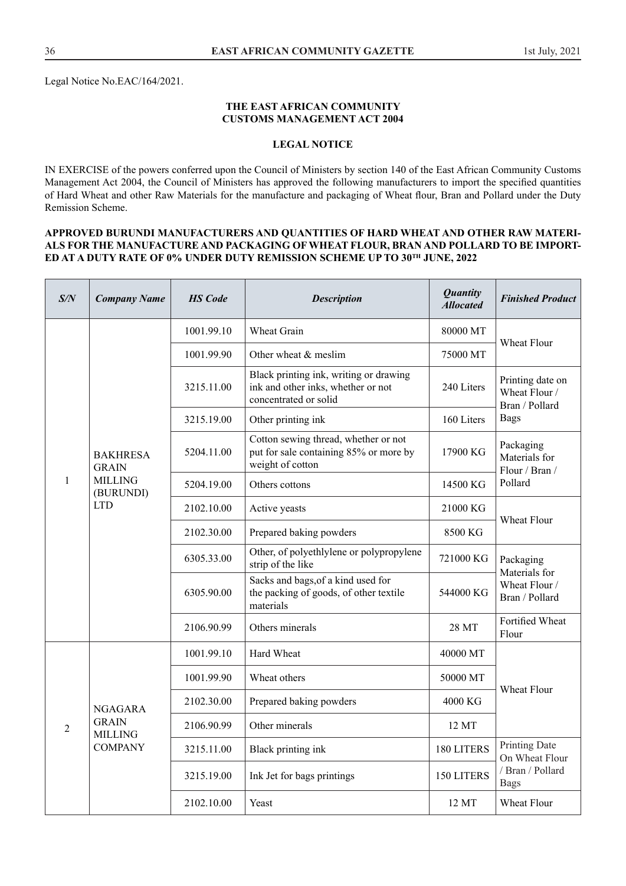Legal Notice No.EAC/164/2021.

**THE EAST AFRICAN COMMUNITY**
**CUSTOMS MANAGEMENT ACT 2004**

**LEGAL NOTICE**

IN EXERCISE of the powers conferred upon the Council of Ministers by section 140 of the East African Community Customs Management Act 2004, the Council of Ministers has approved the following manufacturers to import the specified quantities of Hard Wheat and other Raw Materials for the manufacture and packaging of Wheat flour, Bran and Pollard under the Duty Remission Scheme.

**APPROVED BURUNDI MANUFACTURERS AND QUANTITIES OF HARD WHEAT AND OTHER RAW MATERIALS FOR THE MANUFACTURE AND PACKAGING OF WHEAT FLOUR, BRAN AND POLLARD TO BE IMPORTED AT A DUTY RATE OF 0% UNDER DUTY REMISSION SCHEME UP TO 30TH JUNE, 2022**

| *S/N* | *Company Name* | *HS Code* | *Description* | *Quantity Allocated* | *Finished Product* |
|---|---|---|---|---|---|
| 1 | BAKHRESA GRAIN MILLING (BURUNDI) LTD | 1001.99.10 | Wheat Grain | 80000 MT | Wheat Flour |
| | | 1001.99.90 | Other wheat & meslim | 75000 MT | |
| | | 3215.11.00 | Black printing ink, writing or drawing ink and other inks, whether or not concentrated or solid | 240 Liters | Printing date on Wheat Flour / Bran / Pollard Bags |
| | | 3215.19.00 | Other printing ink | 160 Liters | |
| | | 5204.11.00 | Cotton sewing thread, whether or not put for sale containing 85% or more by weight of cotton | 17900 KG | Packaging Materials for Flour / Bran / Pollard |
| | | 5204.19.00 | Others cottons | 14500 KG | |
| | | 2102.10.00 | Active yeasts | 21000 KG | Wheat Flour |
| | | 2102.30.00 | Prepared baking powders | 8500 KG | |
| | | 6305.33.00 | Other, of polyethlylene or polypropylene strip of the like | 721000 KG | Packaging Materials for Wheat Flour / Bran / Pollard |
| | | 6305.90.00 | Sacks and bags,of a kind used for the packing of goods, of other textile materials | 544000 KG | |
| | | 2106.90.99 | Others minerals | 28 MT | Fortified Wheat Flour |
| 2 | NGAGARA GRAIN MILLING COMPANY | 1001.99.10 | Hard Wheat | 40000 MT | Wheat Flour |
| | | 1001.99.90 | Wheat others | 50000 MT | |
| | | 2102.30.00 | Prepared baking powders | 4000 KG | |
| | | 2106.90.99 | Other minerals | 12 MT | |
| | | 3215.11.00 | Black printing ink | 180 LITERS | Printing Date On Wheat Flour / Bran / Pollard Bags |
| | | 3215.19.00 | Ink Jet for bags printings | 150 LITERS | |
| | | 2102.10.00 | Yeast | 12 MT | Wheat Flour |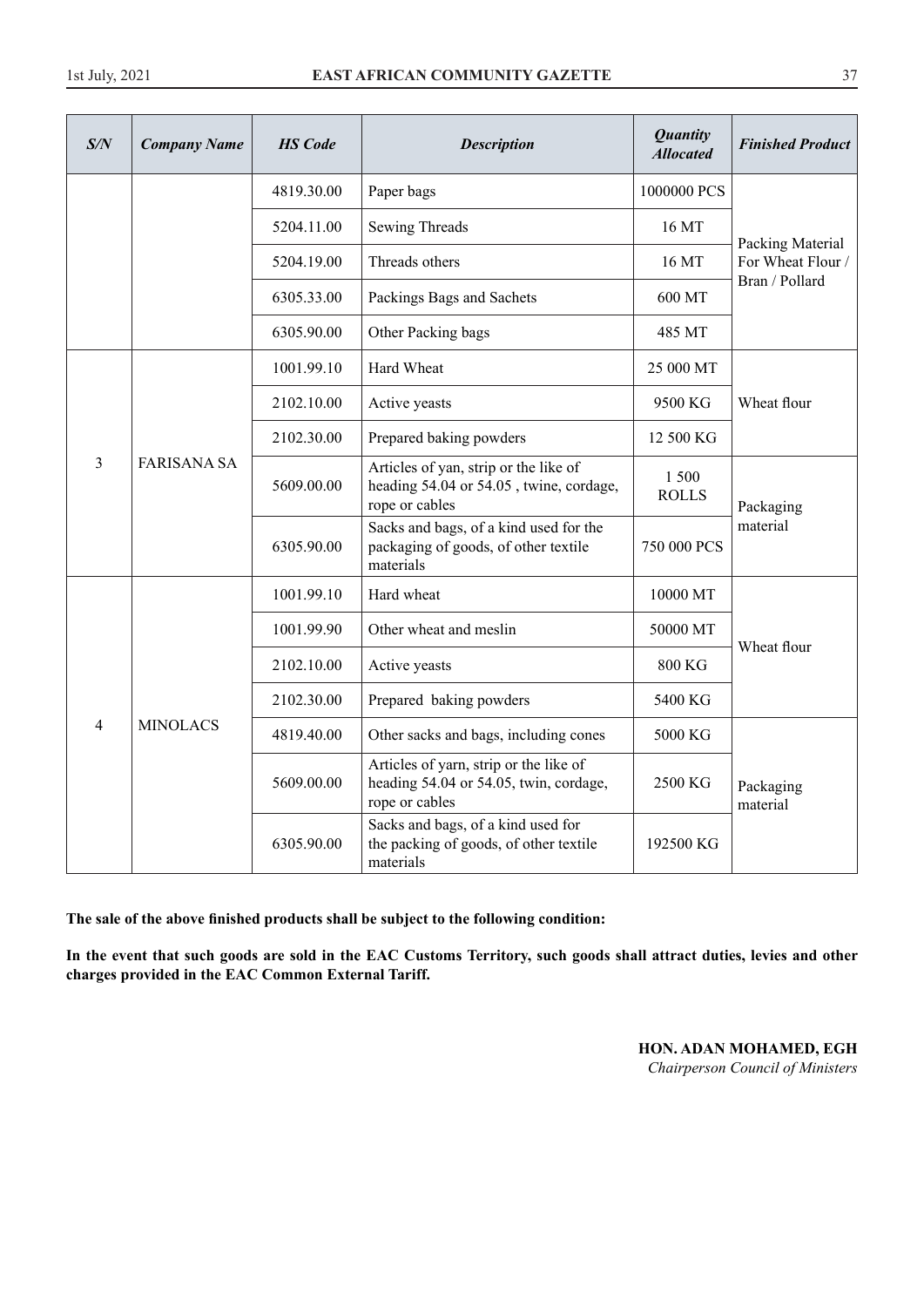| S/N | Company Name | HS Code | Description | Quantity Allocated | Finished Product |
|---|---|---|---|---|---|
| | | 4819.30.00 | Paper bags | 1000000 PCS | Packing Material For Wheat Flour / Bran / Pollard |
| | | 5204.11.00 | Sewing Threads | 16 MT | |
| | | 5204.19.00 | Threads others | 16 MT | |
| | | 6305.33.00 | Packings Bags and Sachets | 600 MT | |
| | | 6305.90.00 | Other Packing bags | 485 MT | |
| 3 | FARISANA SA | 1001.99.10 | Hard Wheat | 25 000 MT | Wheat flour |
| | | 2102.10.00 | Active yeasts | 9500 KG | |
| | | 2102.30.00 | Prepared baking powders | 12 500 KG | |
| | | 5609.00.00 | Articles of yan, strip or the like of heading 54.04 or 54.05 , twine, cordage, rope or cables | 1 500 ROLLS | Packaging material |
| | | 6305.90.00 | Sacks and bags, of a kind used for the packaging of goods, of other textile materials | 750 000 PCS | |
| 4 | MINOLACS | 1001.99.10 | Hard wheat | 10000 MT | Wheat flour |
| | | 1001.99.90 | Other wheat and meslin | 50000 MT | |
| | | 2102.10.00 | Active yeasts | 800 KG | |
| | | 2102.30.00 | Prepared baking powders | 5400 KG | |
| | | 4819.40.00 | Other sacks and bags, including cones | 5000 KG | Packaging material |
| | | 5609.00.00 | Articles of yarn, strip or the like of heading 54.04 or 54.05, twin, cordage, rope or cables | 2500 KG | |
| | | 6305.90.00 | Sacks and bags, of a kind used for the packing of goods, of other textile materials | 192500 KG | |

**The sale of the above finished products shall be subject to the following condition:**

**In the event that such goods are sold in the EAC Customs Territory, such goods shall attract duties, levies and other charges provided in the EAC Common External Tariff.**

**HON. ADAN MOHAMED, EGH**
*Chairperson Council of Ministers*